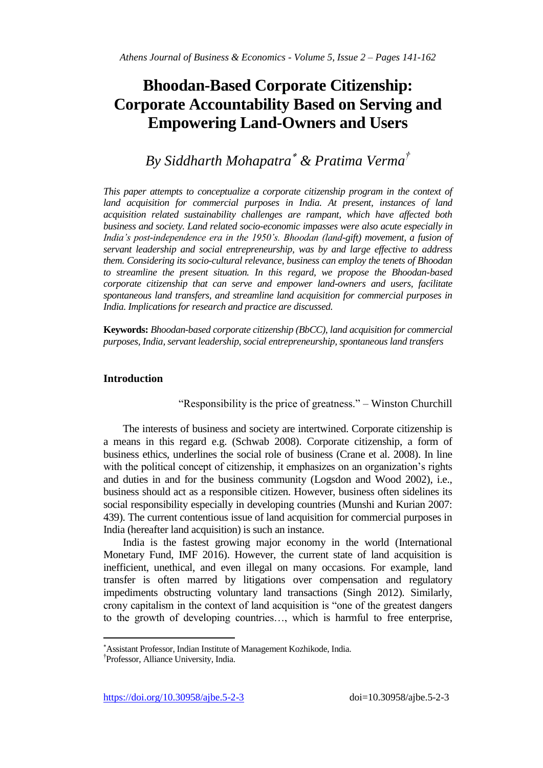# Bhoodan-Based Corporate Citizenship: Corporate Accountability Based on Serving and Empowering Land-Owners and Users

*By Siddharth Mohapatra[\*] & Pratima Verma[†]*

*This paper attempts to conceptualize a corporate citizenship program in the context of land acquisition for commercial purposes in India. At present, instances of land acquisition related sustainability challenges are rampant, which have affected both business and society. Land related socio-economic impasses were also acute especially in India's post-independence era in the 1950's. Bhoodan (land-gift) movement, a fusion of servant leadership and social entrepreneurship, was by and large effective to address them. Considering its socio-cultural relevance, business can employ the tenets of Bhoodan to streamline the present situation. In this regard, we propose the Bhoodan-based corporate citizenship that can serve and empower land-owners and users, facilitate spontaneous land transfers, and streamline land acquisition for commercial purposes in India. Implications for research and practice are discussed.*

**Keywords:** *Bhoodan-based corporate citizenship (BbCC), land acquisition for commercial purposes, India, servant leadership, social entrepreneurship, spontaneous land transfers*

## Introduction

"Responsibility is the price of greatness." – Winston Churchill

The interests of business and society are intertwined. Corporate citizenship is a means in this regard e.g. (Schwab 2008). Corporate citizenship, a form of business ethics, underlines the social role of business (Crane et al. 2008). In line with the political concept of citizenship, it emphasizes on an organization's rights and duties in and for the business community (Logsdon and Wood 2002), i.e., business should act as a responsible citizen. However, business often sidelines its social responsibility especially in developing countries (Munshi and Kurian 2007: 439). The current contentious issue of land acquisition for commercial purposes in India (hereafter land acquisition) is such an instance.

India is the fastest growing major economy in the world (International Monetary Fund, IMF 2016). However, the current state of land acquisition is inefficient, unethical, and even illegal on many occasions. For example, land transfer is often marred by litigations over compensation and regulatory impediments obstructing voluntary land transactions (Singh 2012). Similarly, crony capitalism in the context of land acquisition is "one of the greatest dangers to the growth of developing countries…, which is harmful to free enterprise,

[\*] Assistant Professor, Indian Institute of Management Kozhikode, India.

[†] Professor, Alliance University, India.

https://doi.org/10.30958/ajbe.5-2-3 doi=10.30958/ajbe.5-2-3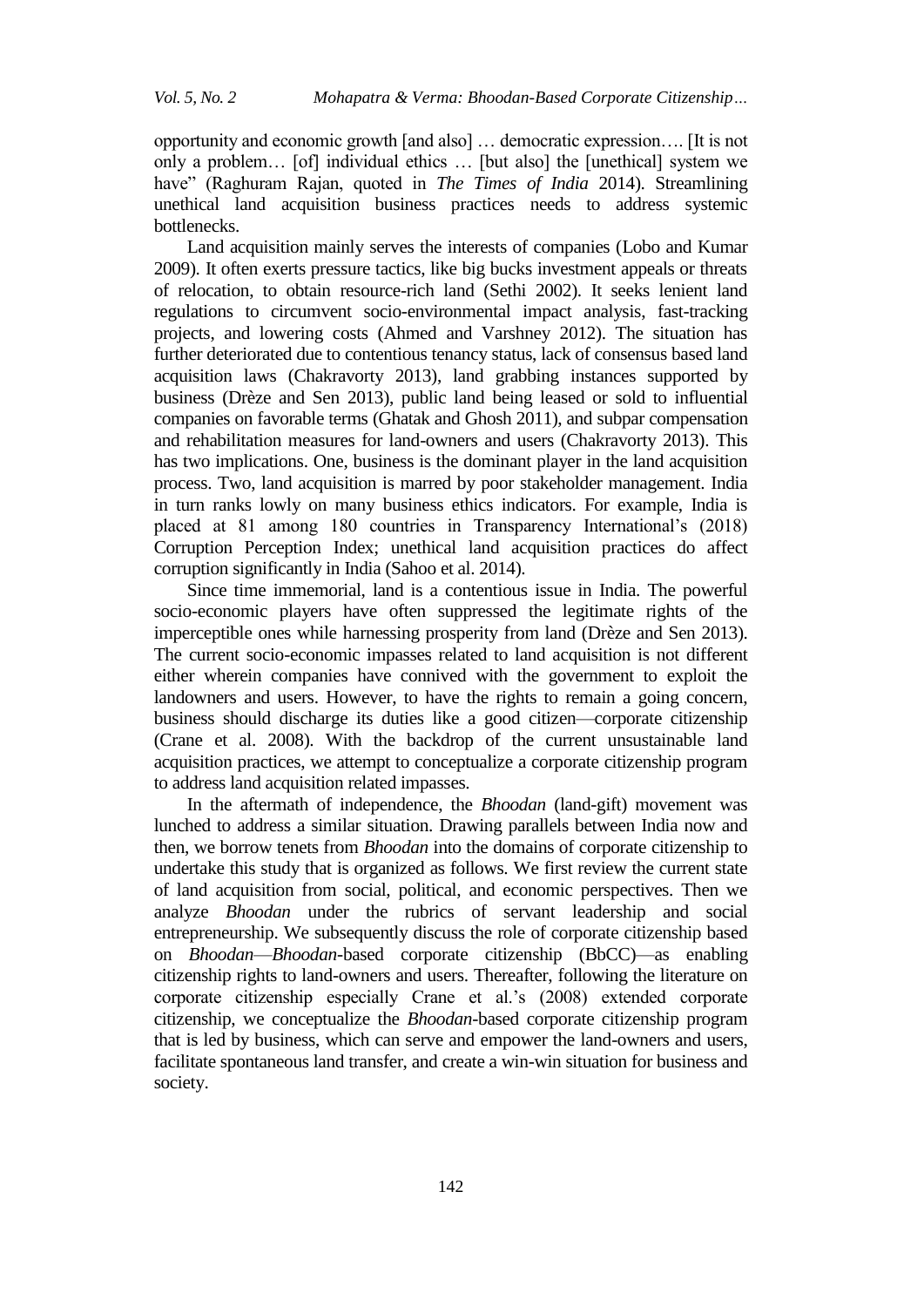opportunity and economic growth [and also] … democratic expression…. [It is not only a problem… [of] individual ethics … [but also] the [unethical] system we have" (Raghuram Rajan, quoted in *The Times of India* 2014). Streamlining unethical land acquisition business practices needs to address systemic bottlenecks.

Land acquisition mainly serves the interests of companies (Lobo and Kumar 2009). It often exerts pressure tactics, like big bucks investment appeals or threats of relocation, to obtain resource-rich land (Sethi 2002). It seeks lenient land regulations to circumvent socio-environmental impact analysis, fast-tracking projects, and lowering costs (Ahmed and Varshney 2012). The situation has further deteriorated due to contentious tenancy status, lack of consensus based land acquisition laws (Chakravorty 2013), land grabbing instances supported by business (Drèze and Sen 2013), public land being leased or sold to influential companies on favorable terms (Ghatak and Ghosh 2011), and subpar compensation and rehabilitation measures for land-owners and users (Chakravorty 2013). This has two implications. One, business is the dominant player in the land acquisition process. Two, land acquisition is marred by poor stakeholder management. India in turn ranks lowly on many business ethics indicators. For example, India is placed at 81 among 180 countries in Transparency International's (2018) Corruption Perception Index; unethical land acquisition practices do affect corruption significantly in India (Sahoo et al. 2014).

Since time immemorial, land is a contentious issue in India. The powerful socio-economic players have often suppressed the legitimate rights of the imperceptible ones while harnessing prosperity from land (Drèze and Sen 2013). The current socio-economic impasses related to land acquisition is not different either wherein companies have connived with the government to exploit the landowners and users. However, to have the rights to remain a going concern, business should discharge its duties like a good citizen—corporate citizenship (Crane et al. 2008). With the backdrop of the current unsustainable land acquisition practices, we attempt to conceptualize a corporate citizenship program to address land acquisition related impasses.

In the aftermath of independence, the *Bhoodan* (land-gift) movement was lunched to address a similar situation. Drawing parallels between India now and then, we borrow tenets from *Bhoodan* into the domains of corporate citizenship to undertake this study that is organized as follows. We first review the current state of land acquisition from social, political, and economic perspectives. Then we analyze *Bhoodan* under the rubrics of servant leadership and social entrepreneurship. We subsequently discuss the role of corporate citizenship based on *Bhoodan*—*Bhoodan*-based corporate citizenship (BbCC)—as enabling citizenship rights to land-owners and users. Thereafter, following the literature on corporate citizenship especially Crane et al.'s (2008) extended corporate citizenship, we conceptualize the *Bhoodan*-based corporate citizenship program that is led by business, which can serve and empower the land-owners and users, facilitate spontaneous land transfer, and create a win-win situation for business and society.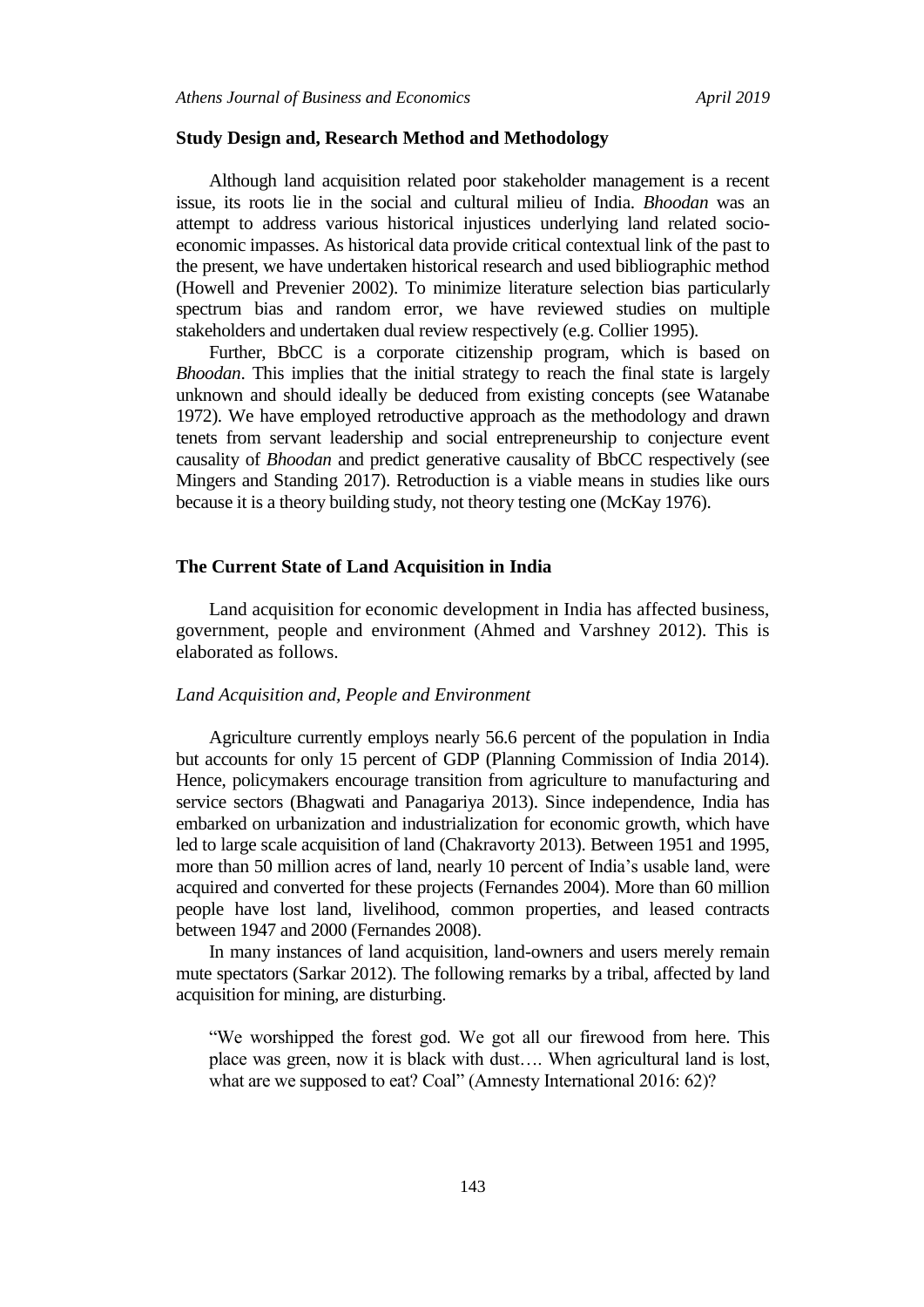## Study Design and, Research Method and Methodology

Although land acquisition related poor stakeholder management is a recent issue, its roots lie in the social and cultural milieu of India. *Bhoodan* was an attempt to address various historical injustices underlying land related socio-economic impasses. As historical data provide critical contextual link of the past to the present, we have undertaken historical research and used bibliographic method (Howell and Prevenier 2002). To minimize literature selection bias particularly spectrum bias and random error, we have reviewed studies on multiple stakeholders and undertaken dual review respectively (e.g. Collier 1995).

Further, BbCC is a corporate citizenship program, which is based on *Bhoodan*. This implies that the initial strategy to reach the final state is largely unknown and should ideally be deduced from existing concepts (see Watanabe 1972). We have employed retroductive approach as the methodology and drawn tenets from servant leadership and social entrepreneurship to conjecture event causality of *Bhoodan* and predict generative causality of BbCC respectively (see Mingers and Standing 2017). Retroduction is a viable means in studies like ours because it is a theory building study, not theory testing one (McKay 1976).

## The Current State of Land Acquisition in India

Land acquisition for economic development in India has affected business, government, people and environment (Ahmed and Varshney 2012). This is elaborated as follows.

### *Land Acquisition and, People and Environment*

Agriculture currently employs nearly 56.6 percent of the population in India but accounts for only 15 percent of GDP (Planning Commission of India 2014). Hence, policymakers encourage transition from agriculture to manufacturing and service sectors (Bhagwati and Panagariya 2013). Since independence, India has embarked on urbanization and industrialization for economic growth, which have led to large scale acquisition of land (Chakravorty 2013). Between 1951 and 1995, more than 50 million acres of land, nearly 10 percent of India's usable land, were acquired and converted for these projects (Fernandes 2004). More than 60 million people have lost land, livelihood, common properties, and leased contracts between 1947 and 2000 (Fernandes 2008).

In many instances of land acquisition, land-owners and users merely remain mute spectators (Sarkar 2012). The following remarks by a tribal, affected by land acquisition for mining, are disturbing.

> "We worshipped the forest god. We got all our firewood from here. This place was green, now it is black with dust…. When agricultural land is lost, what are we supposed to eat? Coal" (Amnesty International 2016: 62)?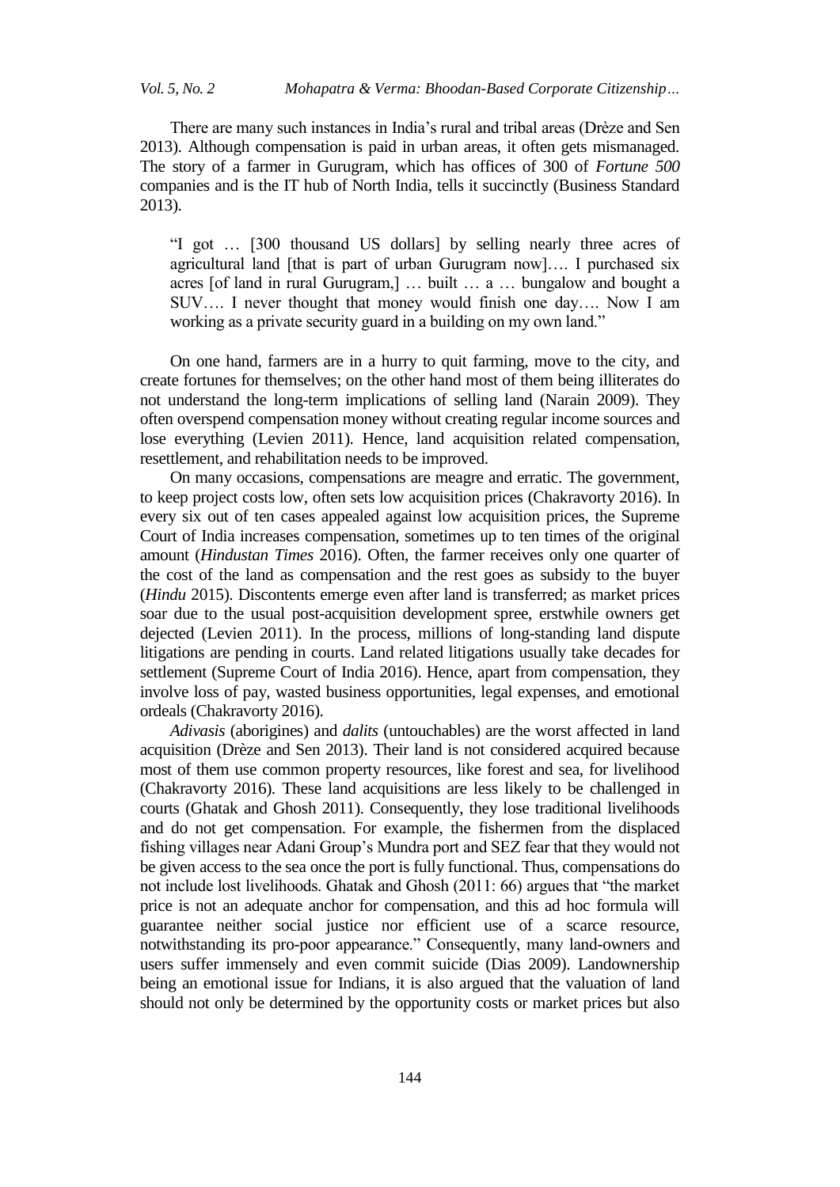There are many such instances in India's rural and tribal areas (Drèze and Sen 2013). Although compensation is paid in urban areas, it often gets mismanaged. The story of a farmer in Gurugram, which has offices of 300 of *Fortune 500* companies and is the IT hub of North India, tells it succinctly (Business Standard 2013).

> "I got … [300 thousand US dollars] by selling nearly three acres of agricultural land [that is part of urban Gurugram now]…. I purchased six acres [of land in rural Gurugram,] … built … a … bungalow and bought a SUV…. I never thought that money would finish one day…. Now I am working as a private security guard in a building on my own land."

On one hand, farmers are in a hurry to quit farming, move to the city, and create fortunes for themselves; on the other hand most of them being illiterates do not understand the long-term implications of selling land (Narain 2009). They often overspend compensation money without creating regular income sources and lose everything (Levien 2011). Hence, land acquisition related compensation, resettlement, and rehabilitation needs to be improved.

On many occasions, compensations are meagre and erratic. The government, to keep project costs low, often sets low acquisition prices (Chakravorty 2016). In every six out of ten cases appealed against low acquisition prices, the Supreme Court of India increases compensation, sometimes up to ten times of the original amount (*Hindustan Times* 2016). Often, the farmer receives only one quarter of the cost of the land as compensation and the rest goes as subsidy to the buyer (*Hindu* 2015). Discontents emerge even after land is transferred; as market prices soar due to the usual post-acquisition development spree, erstwhile owners get dejected (Levien 2011). In the process, millions of long-standing land dispute litigations are pending in courts. Land related litigations usually take decades for settlement (Supreme Court of India 2016). Hence, apart from compensation, they involve loss of pay, wasted business opportunities, legal expenses, and emotional ordeals (Chakravorty 2016).

*Adivasis* (aborigines) and *dalits* (untouchables) are the worst affected in land acquisition (Drèze and Sen 2013). Their land is not considered acquired because most of them use common property resources, like forest and sea, for livelihood (Chakravorty 2016). These land acquisitions are less likely to be challenged in courts (Ghatak and Ghosh 2011). Consequently, they lose traditional livelihoods and do not get compensation. For example, the fishermen from the displaced fishing villages near Adani Group's Mundra port and SEZ fear that they would not be given access to the sea once the port is fully functional. Thus, compensations do not include lost livelihoods. Ghatak and Ghosh (2011: 66) argues that "the market price is not an adequate anchor for compensation, and this ad hoc formula will guarantee neither social justice nor efficient use of a scarce resource, notwithstanding its pro-poor appearance." Consequently, many land-owners and users suffer immensely and even commit suicide (Dias 2009). Landownership being an emotional issue for Indians, it is also argued that the valuation of land should not only be determined by the opportunity costs or market prices but also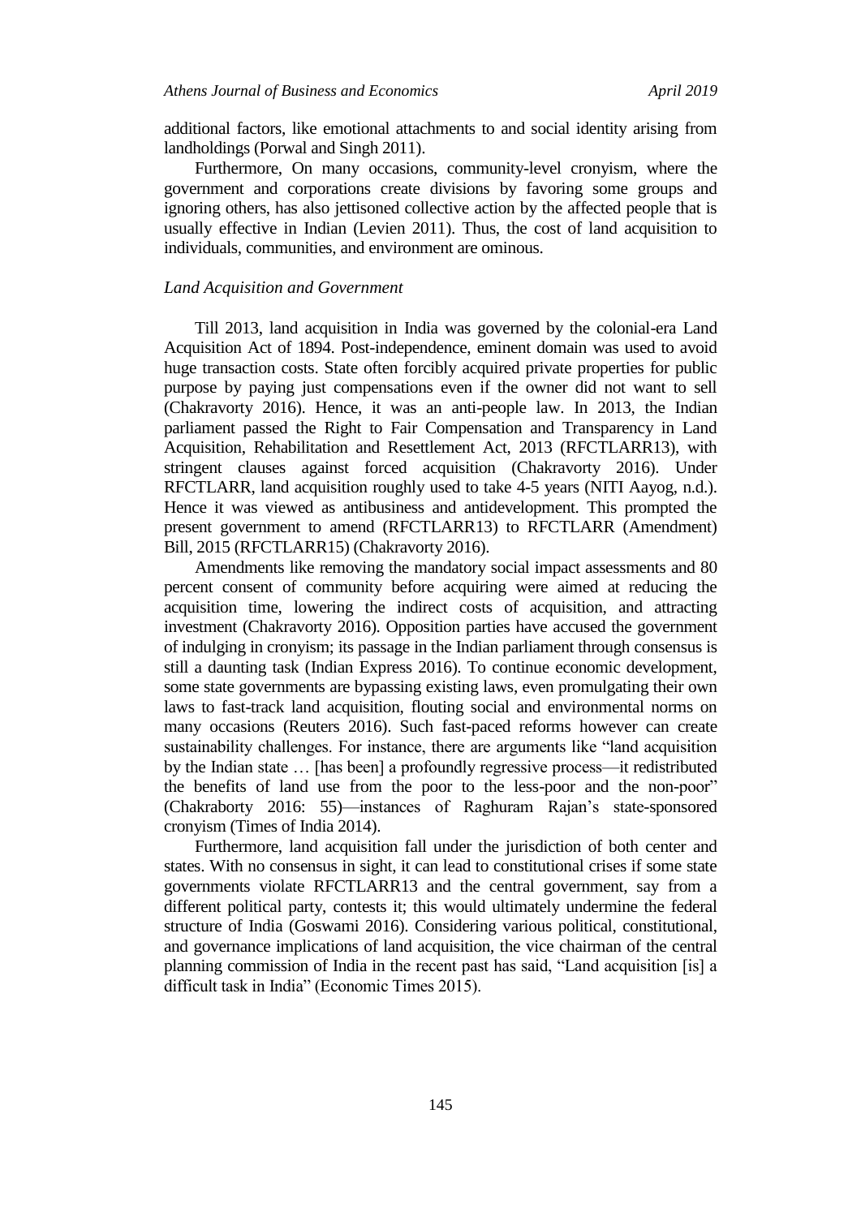additional factors, like emotional attachments to and social identity arising from landholdings (Porwal and Singh 2011).

Furthermore, On many occasions, community-level cronyism, where the government and corporations create divisions by favoring some groups and ignoring others, has also jettisoned collective action by the affected people that is usually effective in Indian (Levien 2011). Thus, the cost of land acquisition to individuals, communities, and environment are ominous.

### *Land Acquisition and Government*

Till 2013, land acquisition in India was governed by the colonial-era Land Acquisition Act of 1894. Post-independence, eminent domain was used to avoid huge transaction costs. State often forcibly acquired private properties for public purpose by paying just compensations even if the owner did not want to sell (Chakravorty 2016). Hence, it was an anti-people law. In 2013, the Indian parliament passed the Right to Fair Compensation and Transparency in Land Acquisition, Rehabilitation and Resettlement Act, 2013 (RFCTLARR13), with stringent clauses against forced acquisition (Chakravorty 2016). Under RFCTLARR, land acquisition roughly used to take 4-5 years (NITI Aayog, n.d.). Hence it was viewed as antibusiness and antidevelopment. This prompted the present government to amend (RFCTLARR13) to RFCTLARR (Amendment) Bill, 2015 (RFCTLARR15) (Chakravorty 2016).

Amendments like removing the mandatory social impact assessments and 80 percent consent of community before acquiring were aimed at reducing the acquisition time, lowering the indirect costs of acquisition, and attracting investment (Chakravorty 2016). Opposition parties have accused the government of indulging in cronyism; its passage in the Indian parliament through consensus is still a daunting task (Indian Express 2016). To continue economic development, some state governments are bypassing existing laws, even promulgating their own laws to fast-track land acquisition, flouting social and environmental norms on many occasions (Reuters 2016). Such fast-paced reforms however can create sustainability challenges. For instance, there are arguments like "land acquisition by the Indian state … [has been] a profoundly regressive process—it redistributed the benefits of land use from the poor to the less-poor and the non-poor" (Chakraborty 2016: 55)—instances of Raghuram Rajan's state-sponsored cronyism (Times of India 2014).

Furthermore, land acquisition fall under the jurisdiction of both center and states. With no consensus in sight, it can lead to constitutional crises if some state governments violate RFCTLARR13 and the central government, say from a different political party, contests it; this would ultimately undermine the federal structure of India (Goswami 2016). Considering various political, constitutional, and governance implications of land acquisition, the vice chairman of the central planning commission of India in the recent past has said, "Land acquisition [is] a difficult task in India" (Economic Times 2015).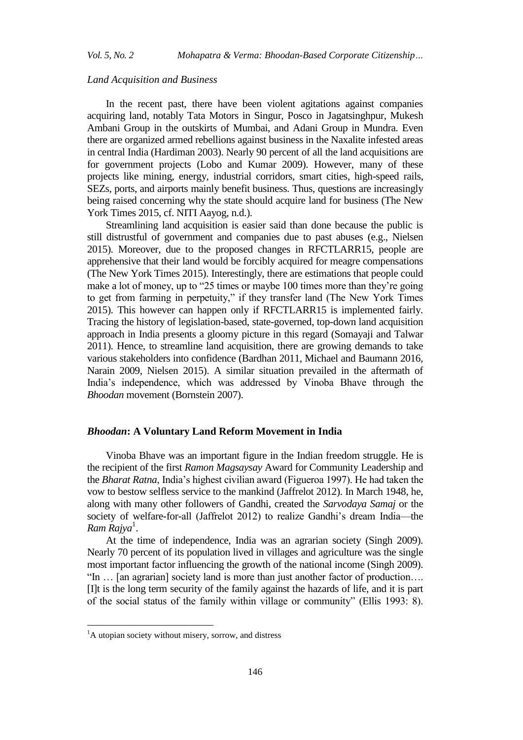*Land Acquisition and Business*

In the recent past, there have been violent agitations against companies acquiring land, notably Tata Motors in Singur, Posco in Jagatsinghpur, Mukesh Ambani Group in the outskirts of Mumbai, and Adani Group in Mundra. Even there are organized armed rebellions against business in the Naxalite infested areas in central India (Hardiman 2003). Nearly 90 percent of all the land acquisitions are for government projects (Lobo and Kumar 2009). However, many of these projects like mining, energy, industrial corridors, smart cities, high-speed rails, SEZs, ports, and airports mainly benefit business. Thus, questions are increasingly being raised concerning why the state should acquire land for business (The New York Times 2015, cf. NITI Aayog, n.d.).

Streamlining land acquisition is easier said than done because the public is still distrustful of government and companies due to past abuses (e.g., Nielsen 2015). Moreover, due to the proposed changes in RFCTLARR15, people are apprehensive that their land would be forcibly acquired for meagre compensations (The New York Times 2015). Interestingly, there are estimations that people could make a lot of money, up to "25 times or maybe 100 times more than they're going to get from farming in perpetuity," if they transfer land (The New York Times 2015). This however can happen only if RFCTLARR15 is implemented fairly. Tracing the history of legislation-based, state-governed, top-down land acquisition approach in India presents a gloomy picture in this regard (Somayaji and Talwar 2011). Hence, to streamline land acquisition, there are growing demands to take various stakeholders into confidence (Bardhan 2011, Michael and Baumann 2016, Narain 2009, Nielsen 2015). A similar situation prevailed in the aftermath of India's independence, which was addressed by Vinoba Bhave through the *Bhoodan* movement (Bornstein 2007).

## *Bhoodan*: A Voluntary Land Reform Movement in India

Vinoba Bhave was an important figure in the Indian freedom struggle. He is the recipient of the first *Ramon Magsaysay* Award for Community Leadership and the *Bharat Ratna*, India's highest civilian award (Figueroa 1997). He had taken the vow to bestow selfless service to the mankind (Jaffrelot 2012). In March 1948, he, along with many other followers of Gandhi, created the *Sarvodaya Samaj* or the society of welfare-for-all (Jaffrelot 2012) to realize Gandhi's dream India—the *Ram Rajya*[1].

At the time of independence, India was an agrarian society (Singh 2009). Nearly 70 percent of its population lived in villages and agriculture was the single most important factor influencing the growth of the national income (Singh 2009). "In … [an agrarian] society land is more than just another factor of production…. [I]t is the long term security of the family against the hazards of life, and it is part of the social status of the family within village or community" (Ellis 1993: 8).

[1] A utopian society without misery, sorrow, and distress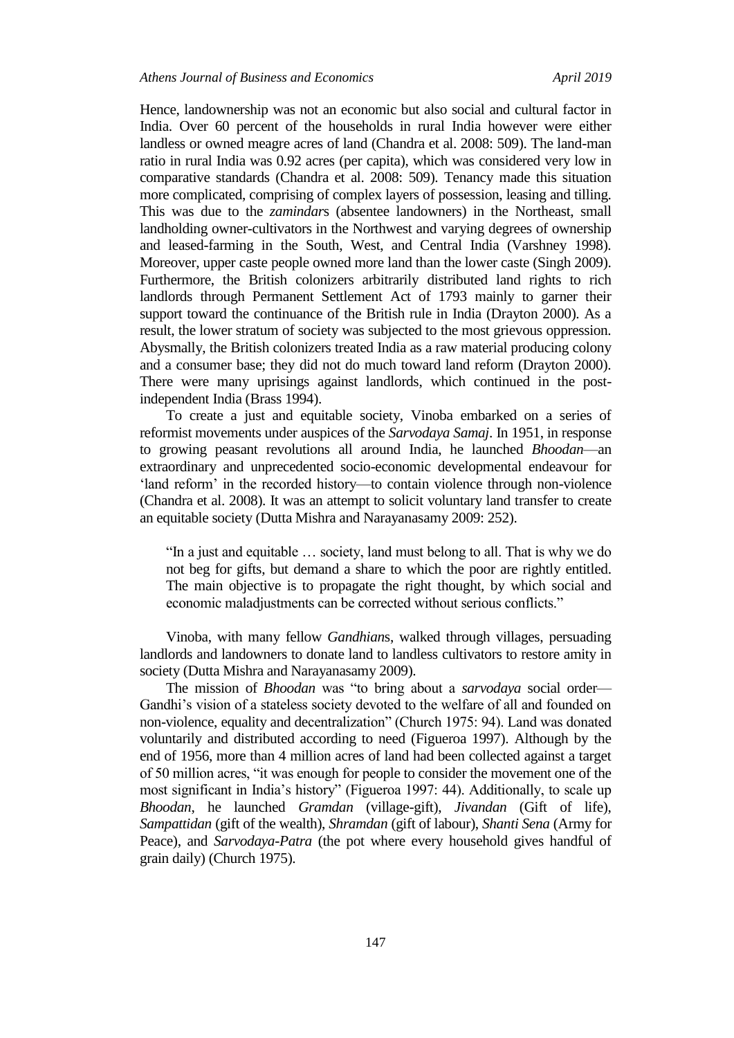Hence, landownership was not an economic but also social and cultural factor in India. Over 60 percent of the households in rural India however were either landless or owned meagre acres of land (Chandra et al. 2008: 509). The land-man ratio in rural India was 0.92 acres (per capita), which was considered very low in comparative standards (Chandra et al. 2008: 509). Tenancy made this situation more complicated, comprising of complex layers of possession, leasing and tilling. This was due to the *zamindar*s (absentee landowners) in the Northeast, small landholding owner-cultivators in the Northwest and varying degrees of ownership and leased-farming in the South, West, and Central India (Varshney 1998). Moreover, upper caste people owned more land than the lower caste (Singh 2009). Furthermore, the British colonizers arbitrarily distributed land rights to rich landlords through Permanent Settlement Act of 1793 mainly to garner their support toward the continuance of the British rule in India (Drayton 2000). As a result, the lower stratum of society was subjected to the most grievous oppression. Abysmally, the British colonizers treated India as a raw material producing colony and a consumer base; they did not do much toward land reform (Drayton 2000). There were many uprisings against landlords, which continued in the post-independent India (Brass 1994).

To create a just and equitable society, Vinoba embarked on a series of reformist movements under auspices of the *Sarvodaya Samaj*. In 1951, in response to growing peasant revolutions all around India, he launched *Bhoodan*—an extraordinary and unprecedented socio-economic developmental endeavour for 'land reform' in the recorded history—to contain violence through non-violence (Chandra et al. 2008). It was an attempt to solicit voluntary land transfer to create an equitable society (Dutta Mishra and Narayanasamy 2009: 252).

> "In a just and equitable … society, land must belong to all. That is why we do not beg for gifts, but demand a share to which the poor are rightly entitled. The main objective is to propagate the right thought, by which social and economic maladjustments can be corrected without serious conflicts."

Vinoba, with many fellow *Gandhian*s, walked through villages, persuading landlords and landowners to donate land to landless cultivators to restore amity in society (Dutta Mishra and Narayanasamy 2009).

The mission of *Bhoodan* was "to bring about a *sarvodaya* social order—Gandhi's vision of a stateless society devoted to the welfare of all and founded on non-violence, equality and decentralization" (Church 1975: 94). Land was donated voluntarily and distributed according to need (Figueroa 1997). Although by the end of 1956, more than 4 million acres of land had been collected against a target of 50 million acres, "it was enough for people to consider the movement one of the most significant in India's history" (Figueroa 1997: 44). Additionally, to scale up *Bhoodan*, he launched *Gramdan* (village-gift), *Jivandan* (Gift of life), *Sampattidan* (gift of the wealth), *Shramdan* (gift of labour), *Shanti Sena* (Army for Peace), and *Sarvodaya-Patra* (the pot where every household gives handful of grain daily) (Church 1975).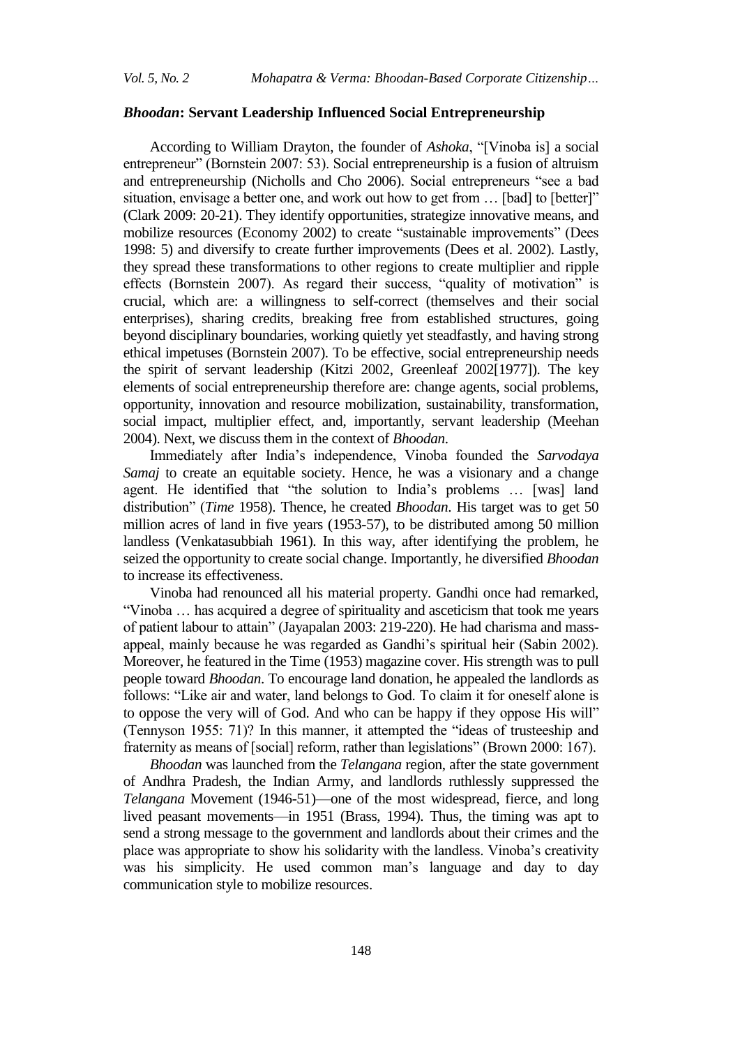### *Bhoodan*: Servant Leadership Influenced Social Entrepreneurship

According to William Drayton, the founder of *Ashoka*, "[Vinoba is] a social entrepreneur" (Bornstein 2007: 53). Social entrepreneurship is a fusion of altruism and entrepreneurship (Nicholls and Cho 2006). Social entrepreneurs "see a bad situation, envisage a better one, and work out how to get from … [bad] to [better]" (Clark 2009: 20-21). They identify opportunities, strategize innovative means, and mobilize resources (Economy 2002) to create "sustainable improvements" (Dees 1998: 5) and diversify to create further improvements (Dees et al. 2002). Lastly, they spread these transformations to other regions to create multiplier and ripple effects (Bornstein 2007). As regard their success, "quality of motivation" is crucial, which are: a willingness to self-correct (themselves and their social enterprises), sharing credits, breaking free from established structures, going beyond disciplinary boundaries, working quietly yet steadfastly, and having strong ethical impetuses (Bornstein 2007). To be effective, social entrepreneurship needs the spirit of servant leadership (Kitzi 2002, Greenleaf 2002[1977]). The key elements of social entrepreneurship therefore are: change agents, social problems, opportunity, innovation and resource mobilization, sustainability, transformation, social impact, multiplier effect, and, importantly, servant leadership (Meehan 2004). Next, we discuss them in the context of *Bhoodan*.

Immediately after India's independence, Vinoba founded the *Sarvodaya Samaj* to create an equitable society. Hence, he was a visionary and a change agent. He identified that "the solution to India's problems … [was] land distribution" (*Time* 1958). Thence, he created *Bhoodan*. His target was to get 50 million acres of land in five years (1953-57), to be distributed among 50 million landless (Venkatasubbiah 1961). In this way, after identifying the problem, he seized the opportunity to create social change. Importantly, he diversified *Bhoodan* to increase its effectiveness.

Vinoba had renounced all his material property. Gandhi once had remarked, "Vinoba … has acquired a degree of spirituality and asceticism that took me years of patient labour to attain" (Jayapalan 2003: 219-220). He had charisma and mass-appeal, mainly because he was regarded as Gandhi's spiritual heir (Sabin 2002). Moreover, he featured in the Time (1953) magazine cover. His strength was to pull people toward *Bhoodan*. To encourage land donation, he appealed the landlords as follows: "Like air and water, land belongs to God. To claim it for oneself alone is to oppose the very will of God. And who can be happy if they oppose His will" (Tennyson 1955: 71)? In this manner, it attempted the "ideas of trusteeship and fraternity as means of [social] reform, rather than legislations" (Brown 2000: 167).

*Bhoodan* was launched from the *Telangana* region, after the state government of Andhra Pradesh, the Indian Army, and landlords ruthlessly suppressed the *Telangana* Movement (1946-51)—one of the most widespread, fierce, and long lived peasant movements—in 1951 (Brass, 1994). Thus, the timing was apt to send a strong message to the government and landlords about their crimes and the place was appropriate to show his solidarity with the landless. Vinoba's creativity was his simplicity. He used common man's language and day to day communication style to mobilize resources.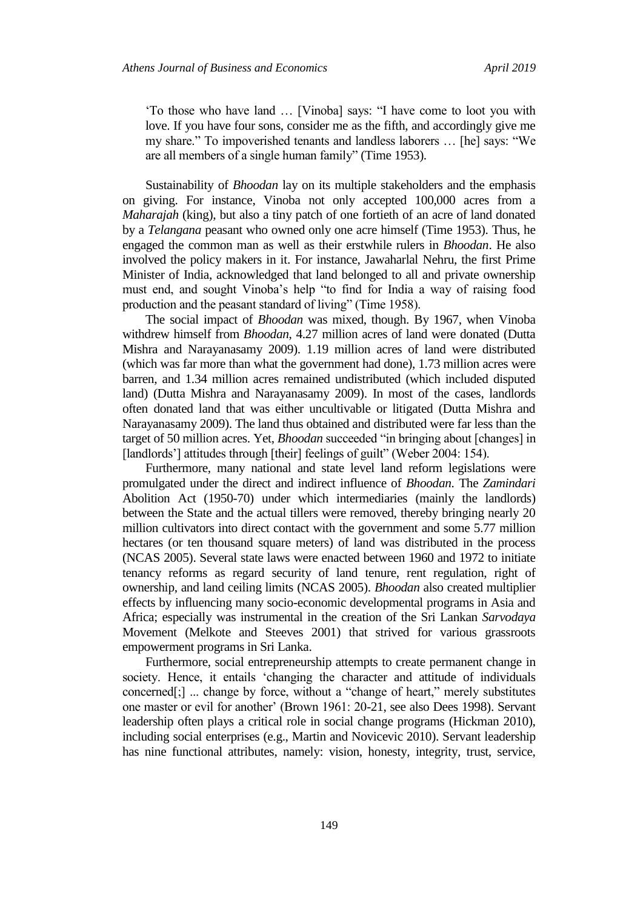'To those who have land … [Vinoba] says: "I have come to loot you with love. If you have four sons, consider me as the fifth, and accordingly give me my share." To impoverished tenants and landless laborers … [he] says: "We are all members of a single human family" (Time 1953).

Sustainability of *Bhoodan* lay on its multiple stakeholders and the emphasis on giving. For instance, Vinoba not only accepted 100,000 acres from a *Maharajah* (king), but also a tiny patch of one fortieth of an acre of land donated by a *Telangana* peasant who owned only one acre himself (Time 1953). Thus, he engaged the common man as well as their erstwhile rulers in *Bhoodan*. He also involved the policy makers in it. For instance, Jawaharlal Nehru, the first Prime Minister of India, acknowledged that land belonged to all and private ownership must end, and sought Vinoba's help "to find for India a way of raising food production and the peasant standard of living" (Time 1958).

The social impact of *Bhoodan* was mixed, though. By 1967, when Vinoba withdrew himself from *Bhoodan*, 4.27 million acres of land were donated (Dutta Mishra and Narayanasamy 2009). 1.19 million acres of land were distributed (which was far more than what the government had done), 1.73 million acres were barren, and 1.34 million acres remained undistributed (which included disputed land) (Dutta Mishra and Narayanasamy 2009). In most of the cases, landlords often donated land that was either uncultivable or litigated (Dutta Mishra and Narayanasamy 2009). The land thus obtained and distributed were far less than the target of 50 million acres. Yet, *Bhoodan* succeeded "in bringing about [changes] in [landlords'] attitudes through [their] feelings of guilt" (Weber 2004: 154).

Furthermore, many national and state level land reform legislations were promulgated under the direct and indirect influence of *Bhoodan*. The *Zamindari* Abolition Act (1950-70) under which intermediaries (mainly the landlords) between the State and the actual tillers were removed, thereby bringing nearly 20 million cultivators into direct contact with the government and some 5.77 million hectares (or ten thousand square meters) of land was distributed in the process (NCAS 2005). Several state laws were enacted between 1960 and 1972 to initiate tenancy reforms as regard security of land tenure, rent regulation, right of ownership, and land ceiling limits (NCAS 2005). *Bhoodan* also created multiplier effects by influencing many socio-economic developmental programs in Asia and Africa; especially was instrumental in the creation of the Sri Lankan *Sarvodaya* Movement (Melkote and Steeves 2001) that strived for various grassroots empowerment programs in Sri Lanka.

Furthermore, social entrepreneurship attempts to create permanent change in society. Hence, it entails 'changing the character and attitude of individuals concerned[;] ... change by force, without a "change of heart," merely substitutes one master or evil for another' (Brown 1961: 20-21, see also Dees 1998). Servant leadership often plays a critical role in social change programs (Hickman 2010), including social enterprises (e.g., Martin and Novicevic 2010). Servant leadership has nine functional attributes, namely: vision, honesty, integrity, trust, service,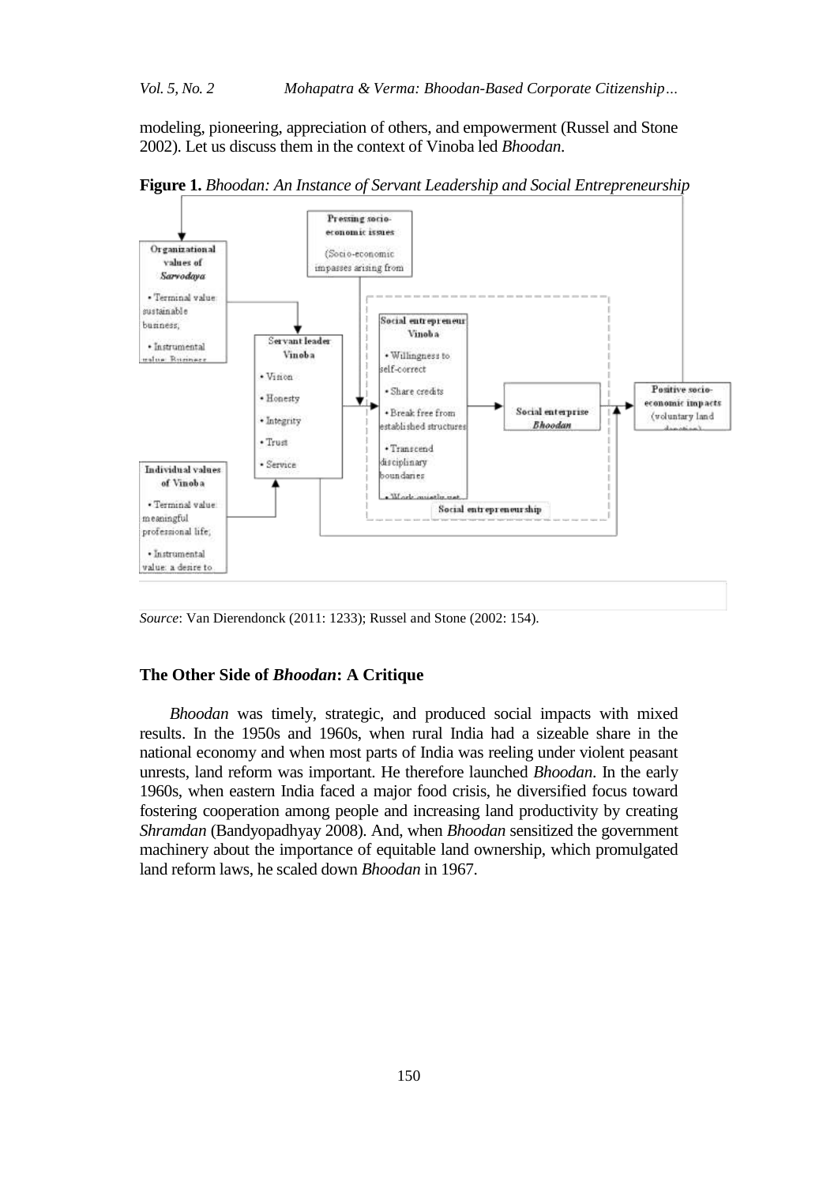modeling, pioneering, appreciation of others, and empowerment (Russel and Stone 2002). Let us discuss them in the context of Vinoba led *Bhoodan*.

**Figure 1.** *Bhoodan: An Instance of Servant Leadership and Social Entrepreneurship*

Organizational values of *Sarvodaya*
- Terminal value: sustainable business;
- Instrumental value: Business

Pressing socio-economic issues
(Socio-economic impasses arising from

Servant leader Vinoba
- Vision
- Honesty
- Integrity
- Trust
- Service

Social entrepreneur Vinoba
- Willingness to self-correct
- Share credits
- Break free from established structures
- Transcend disciplinary boundaries
- Work quietly not

Social entrepreneurship

Social enterprise *Bhoodan*

Positive socio-economic impacts
(voluntary land donation)

Individual values of Vinoba
- Terminal value: meaningful professional life;
- Instrumental value: a desire to

*Source*: Van Dierendonck (2011: 1233); Russel and Stone (2002: 154).

## The Other Side of *Bhoodan*: A Critique

*Bhoodan* was timely, strategic, and produced social impacts with mixed results. In the 1950s and 1960s, when rural India had a sizeable share in the national economy and when most parts of India was reeling under violent peasant unrests, land reform was important. He therefore launched *Bhoodan*. In the early 1960s, when eastern India faced a major food crisis, he diversified focus toward fostering cooperation among people and increasing land productivity by creating *Shramdan* (Bandyopadhyay 2008). And, when *Bhoodan* sensitized the government machinery about the importance of equitable land ownership, which promulgated land reform laws, he scaled down *Bhoodan* in 1967.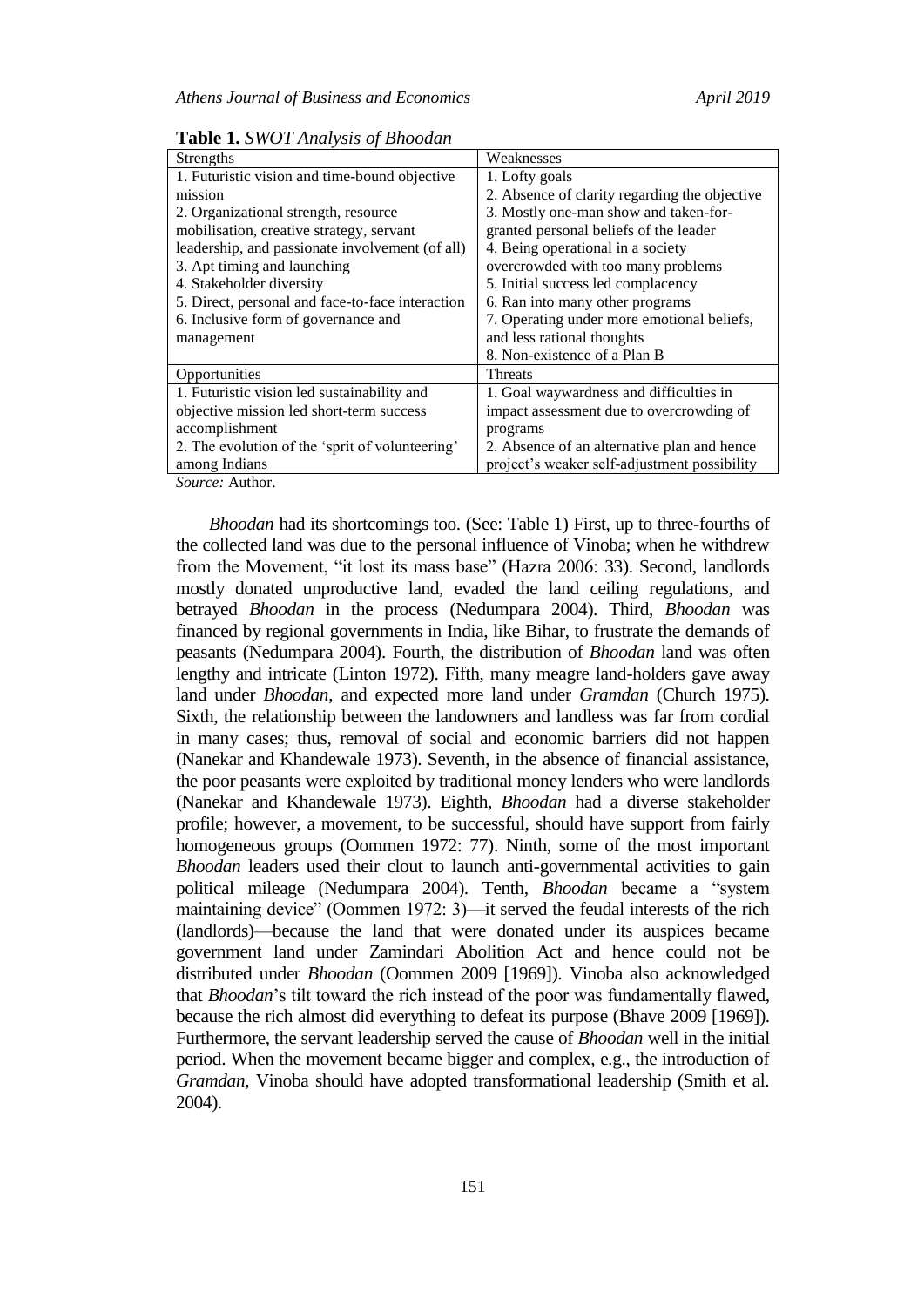**Table 1.** *SWOT Analysis of Bhoodan*

| Strengths | Weaknesses |
|---|---|
| 1. Futuristic vision and time-bound objective mission<br>2. Organizational strength, resource mobilisation, creative strategy, servant leadership, and passionate involvement (of all)<br>3. Apt timing and launching<br>4. Stakeholder diversity<br>5. Direct, personal and face-to-face interaction<br>6. Inclusive form of governance and management | 1. Lofty goals<br>2. Absence of clarity regarding the objective<br>3. Mostly one-man show and taken-for-granted personal beliefs of the leader<br>4. Being operational in a society overcrowded with too many problems<br>5. Initial success led complacency<br>6. Ran into many other programs<br>7. Operating under more emotional beliefs, and less rational thoughts<br>8. Non-existence of a Plan B |
| **Opportunities** | **Threats** |
| 1. Futuristic vision led sustainability and objective mission led short-term success accomplishment<br>2. The evolution of the 'sprit of volunteering' among Indians | 1. Goal waywardness and difficulties in impact assessment due to overcrowding of programs<br>2. Absence of an alternative plan and hence project's weaker self-adjustment possibility |

*Source:* Author.

*Bhoodan* had its shortcomings too. (See: Table 1) First, up to three-fourths of the collected land was due to the personal influence of Vinoba; when he withdrew from the Movement, "it lost its mass base" (Hazra 2006: 33). Second, landlords mostly donated unproductive land, evaded the land ceiling regulations, and betrayed *Bhoodan* in the process (Nedumpara 2004). Third, *Bhoodan* was financed by regional governments in India, like Bihar, to frustrate the demands of peasants (Nedumpara 2004). Fourth, the distribution of *Bhoodan* land was often lengthy and intricate (Linton 1972). Fifth, many meagre land-holders gave away land under *Bhoodan*, and expected more land under *Gramdan* (Church 1975). Sixth, the relationship between the landowners and landless was far from cordial in many cases; thus, removal of social and economic barriers did not happen (Nanekar and Khandewale 1973). Seventh, in the absence of financial assistance, the poor peasants were exploited by traditional money lenders who were landlords (Nanekar and Khandewale 1973). Eighth, *Bhoodan* had a diverse stakeholder profile; however, a movement, to be successful, should have support from fairly homogeneous groups (Oommen 1972: 77). Ninth, some of the most important *Bhoodan* leaders used their clout to launch anti-governmental activities to gain political mileage (Nedumpara 2004). Tenth, *Bhoodan* became a "system maintaining device" (Oommen 1972: 3)—it served the feudal interests of the rich (landlords)—because the land that were donated under its auspices became government land under Zamindari Abolition Act and hence could not be distributed under *Bhoodan* (Oommen 2009 [1969]). Vinoba also acknowledged that *Bhoodan*'s tilt toward the rich instead of the poor was fundamentally flawed, because the rich almost did everything to defeat its purpose (Bhave 2009 [1969]). Furthermore, the servant leadership served the cause of *Bhoodan* well in the initial period. When the movement became bigger and complex, e.g., the introduction of *Gramdan*, Vinoba should have adopted transformational leadership (Smith et al. 2004).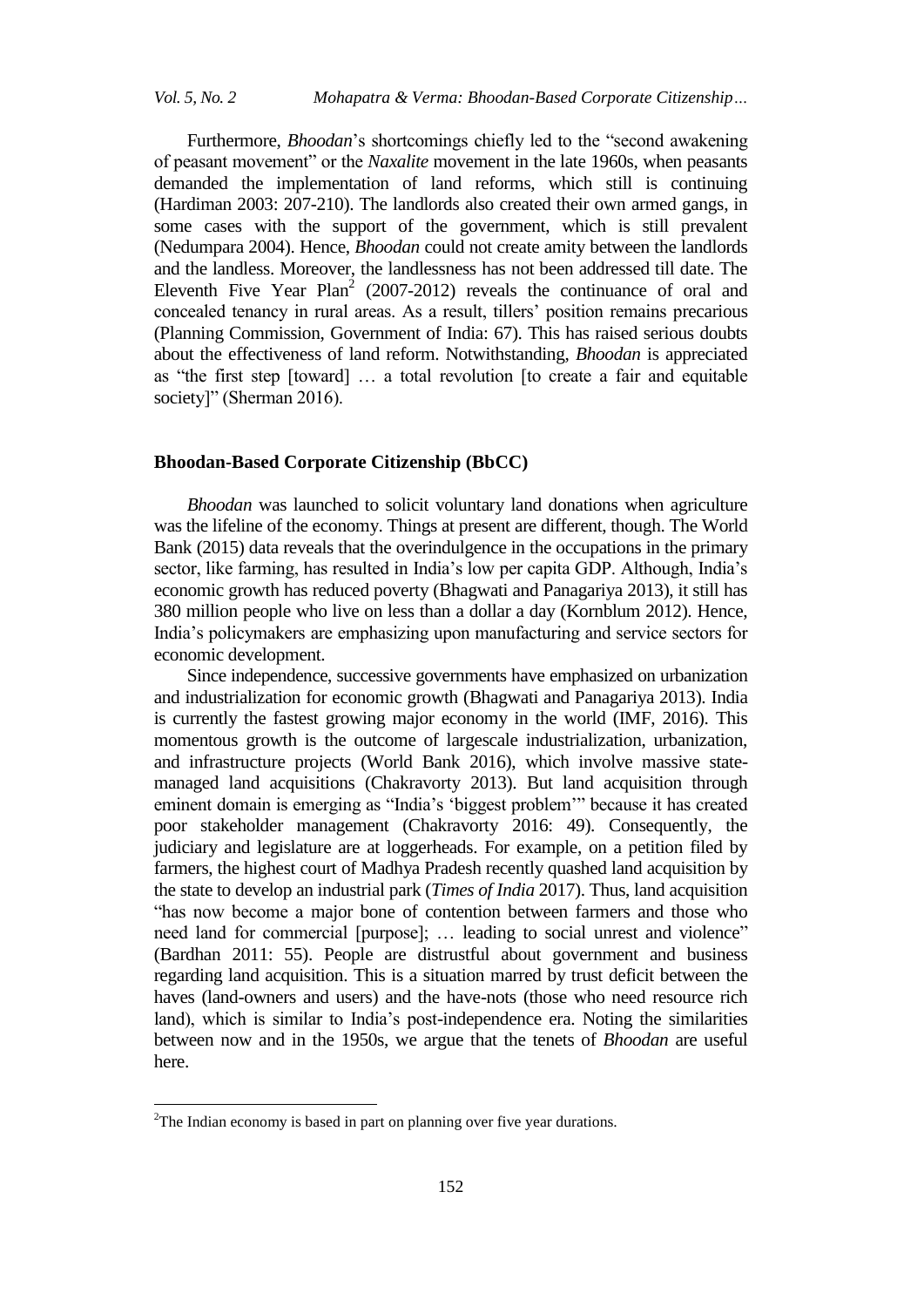Furthermore, *Bhoodan*'s shortcomings chiefly led to the "second awakening of peasant movement" or the *Naxalite* movement in the late 1960s, when peasants demanded the implementation of land reforms, which still is continuing (Hardiman 2003: 207-210). The landlords also created their own armed gangs, in some cases with the support of the government, which is still prevalent (Nedumpara 2004). Hence, *Bhoodan* could not create amity between the landlords and the landless. Moreover, the landlessness has not been addressed till date. The Eleventh Five Year Plan[2] (2007-2012) reveals the continuance of oral and concealed tenancy in rural areas. As a result, tillers' position remains precarious (Planning Commission, Government of India: 67). This has raised serious doubts about the effectiveness of land reform. Notwithstanding, *Bhoodan* is appreciated as "the first step [toward] … a total revolution [to create a fair and equitable society]" (Sherman 2016).

## Bhoodan-Based Corporate Citizenship (BbCC)

*Bhoodan* was launched to solicit voluntary land donations when agriculture was the lifeline of the economy. Things at present are different, though. The World Bank (2015) data reveals that the overindulgence in the occupations in the primary sector, like farming, has resulted in India's low per capita GDP. Although, India's economic growth has reduced poverty (Bhagwati and Panagariya 2013), it still has 380 million people who live on less than a dollar a day (Kornblum 2012). Hence, India's policymakers are emphasizing upon manufacturing and service sectors for economic development.

Since independence, successive governments have emphasized on urbanization and industrialization for economic growth (Bhagwati and Panagariya 2013). India is currently the fastest growing major economy in the world (IMF, 2016). This momentous growth is the outcome of largescale industrialization, urbanization, and infrastructure projects (World Bank 2016), which involve massive state-managed land acquisitions (Chakravorty 2013). But land acquisition through eminent domain is emerging as "India's 'biggest problem'" because it has created poor stakeholder management (Chakravorty 2016: 49). Consequently, the judiciary and legislature are at loggerheads. For example, on a petition filed by farmers, the highest court of Madhya Pradesh recently quashed land acquisition by the state to develop an industrial park (*Times of India* 2017). Thus, land acquisition "has now become a major bone of contention between farmers and those who need land for commercial [purpose]; … leading to social unrest and violence" (Bardhan 2011: 55). People are distrustful about government and business regarding land acquisition. This is a situation marred by trust deficit between the haves (land-owners and users) and the have-nots (those who need resource rich land), which is similar to India's post-independence era. Noting the similarities between now and in the 1950s, we argue that the tenets of *Bhoodan* are useful here.

[2] The Indian economy is based in part on planning over five year durations.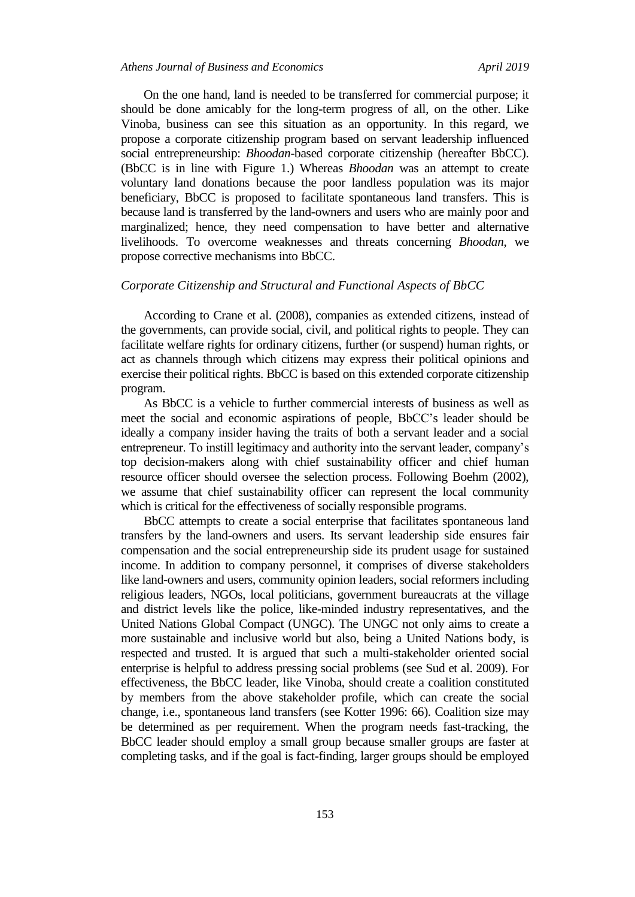On the one hand, land is needed to be transferred for commercial purpose; it should be done amicably for the long-term progress of all, on the other. Like Vinoba, business can see this situation as an opportunity. In this regard, we propose a corporate citizenship program based on servant leadership influenced social entrepreneurship: *Bhoodan*-based corporate citizenship (hereafter BbCC). (BbCC is in line with Figure 1.) Whereas *Bhoodan* was an attempt to create voluntary land donations because the poor landless population was its major beneficiary, BbCC is proposed to facilitate spontaneous land transfers. This is because land is transferred by the land-owners and users who are mainly poor and marginalized; hence, they need compensation to have better and alternative livelihoods. To overcome weaknesses and threats concerning *Bhoodan*, we propose corrective mechanisms into BbCC.

### *Corporate Citizenship and Structural and Functional Aspects of BbCC*

According to Crane et al. (2008), companies as extended citizens, instead of the governments, can provide social, civil, and political rights to people. They can facilitate welfare rights for ordinary citizens, further (or suspend) human rights, or act as channels through which citizens may express their political opinions and exercise their political rights. BbCC is based on this extended corporate citizenship program.

As BbCC is a vehicle to further commercial interests of business as well as meet the social and economic aspirations of people, BbCC's leader should be ideally a company insider having the traits of both a servant leader and a social entrepreneur. To instill legitimacy and authority into the servant leader, company's top decision-makers along with chief sustainability officer and chief human resource officer should oversee the selection process. Following Boehm (2002), we assume that chief sustainability officer can represent the local community which is critical for the effectiveness of socially responsible programs.

BbCC attempts to create a social enterprise that facilitates spontaneous land transfers by the land-owners and users. Its servant leadership side ensures fair compensation and the social entrepreneurship side its prudent usage for sustained income. In addition to company personnel, it comprises of diverse stakeholders like land-owners and users, community opinion leaders, social reformers including religious leaders, NGOs, local politicians, government bureaucrats at the village and district levels like the police, like-minded industry representatives, and the United Nations Global Compact (UNGC). The UNGC not only aims to create a more sustainable and inclusive world but also, being a United Nations body, is respected and trusted. It is argued that such a multi-stakeholder oriented social enterprise is helpful to address pressing social problems (see Sud et al. 2009). For effectiveness, the BbCC leader, like Vinoba, should create a coalition constituted by members from the above stakeholder profile, which can create the social change, i.e., spontaneous land transfers (see Kotter 1996: 66). Coalition size may be determined as per requirement. When the program needs fast-tracking, the BbCC leader should employ a small group because smaller groups are faster at completing tasks, and if the goal is fact-finding, larger groups should be employed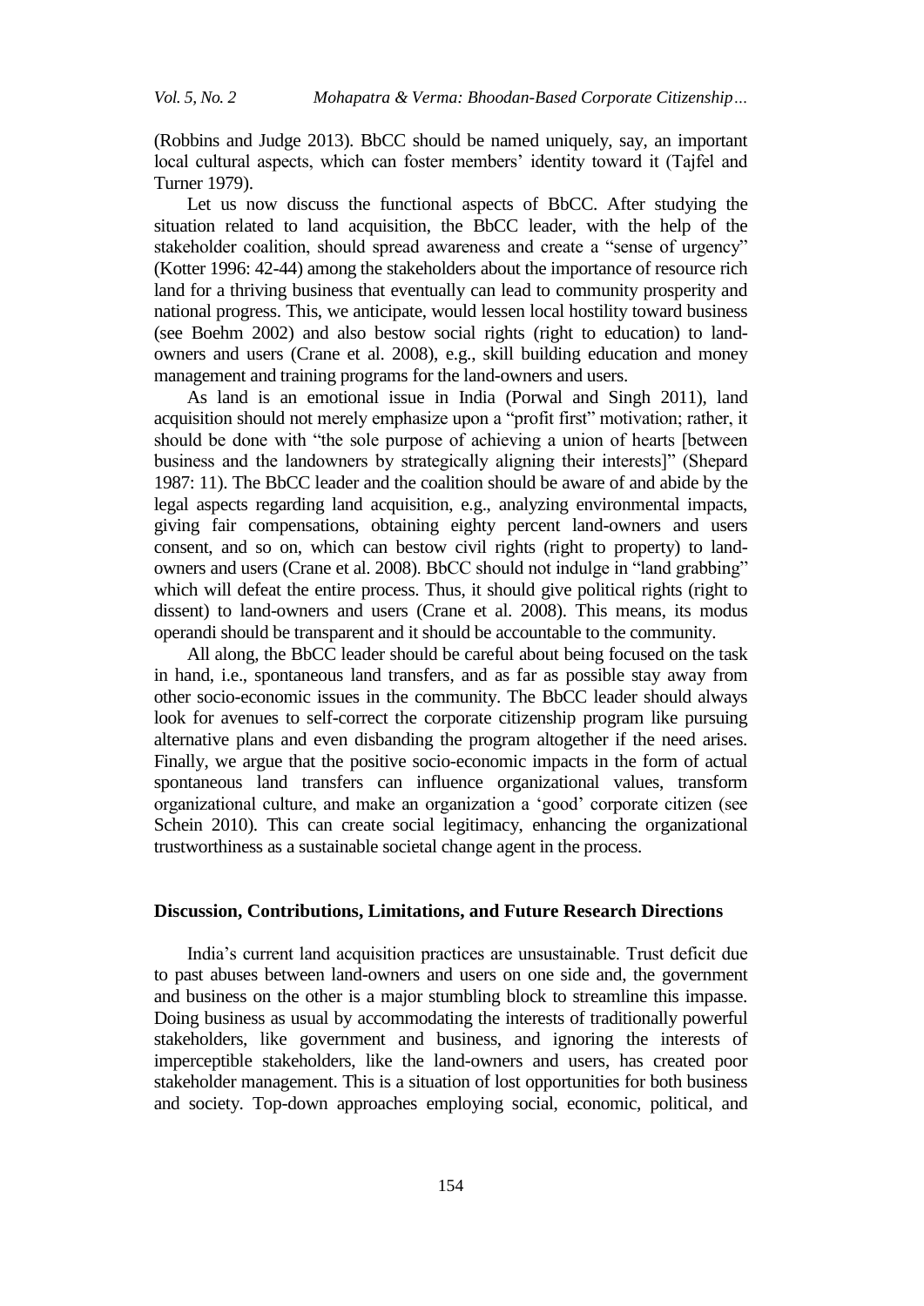(Robbins and Judge 2013). BbCC should be named uniquely, say, an important local cultural aspects, which can foster members' identity toward it (Tajfel and Turner 1979).

Let us now discuss the functional aspects of BbCC. After studying the situation related to land acquisition, the BbCC leader, with the help of the stakeholder coalition, should spread awareness and create a "sense of urgency" (Kotter 1996: 42-44) among the stakeholders about the importance of resource rich land for a thriving business that eventually can lead to community prosperity and national progress. This, we anticipate, would lessen local hostility toward business (see Boehm 2002) and also bestow social rights (right to education) to land-owners and users (Crane et al. 2008), e.g., skill building education and money management and training programs for the land-owners and users.

As land is an emotional issue in India (Porwal and Singh 2011), land acquisition should not merely emphasize upon a "profit first" motivation; rather, it should be done with "the sole purpose of achieving a union of hearts [between business and the landowners by strategically aligning their interests]" (Shepard 1987: 11). The BbCC leader and the coalition should be aware of and abide by the legal aspects regarding land acquisition, e.g., analyzing environmental impacts, giving fair compensations, obtaining eighty percent land-owners and users consent, and so on, which can bestow civil rights (right to property) to land-owners and users (Crane et al. 2008). BbCC should not indulge in "land grabbing" which will defeat the entire process. Thus, it should give political rights (right to dissent) to land-owners and users (Crane et al. 2008). This means, its modus operandi should be transparent and it should be accountable to the community.

All along, the BbCC leader should be careful about being focused on the task in hand, i.e., spontaneous land transfers, and as far as possible stay away from other socio-economic issues in the community. The BbCC leader should always look for avenues to self-correct the corporate citizenship program like pursuing alternative plans and even disbanding the program altogether if the need arises. Finally, we argue that the positive socio-economic impacts in the form of actual spontaneous land transfers can influence organizational values, transform organizational culture, and make an organization a 'good' corporate citizen (see Schein 2010). This can create social legitimacy, enhancing the organizational trustworthiness as a sustainable societal change agent in the process.

## Discussion, Contributions, Limitations, and Future Research Directions

India's current land acquisition practices are unsustainable. Trust deficit due to past abuses between land-owners and users on one side and, the government and business on the other is a major stumbling block to streamline this impasse. Doing business as usual by accommodating the interests of traditionally powerful stakeholders, like government and business, and ignoring the interests of imperceptible stakeholders, like the land-owners and users, has created poor stakeholder management. This is a situation of lost opportunities for both business and society. Top-down approaches employing social, economic, political, and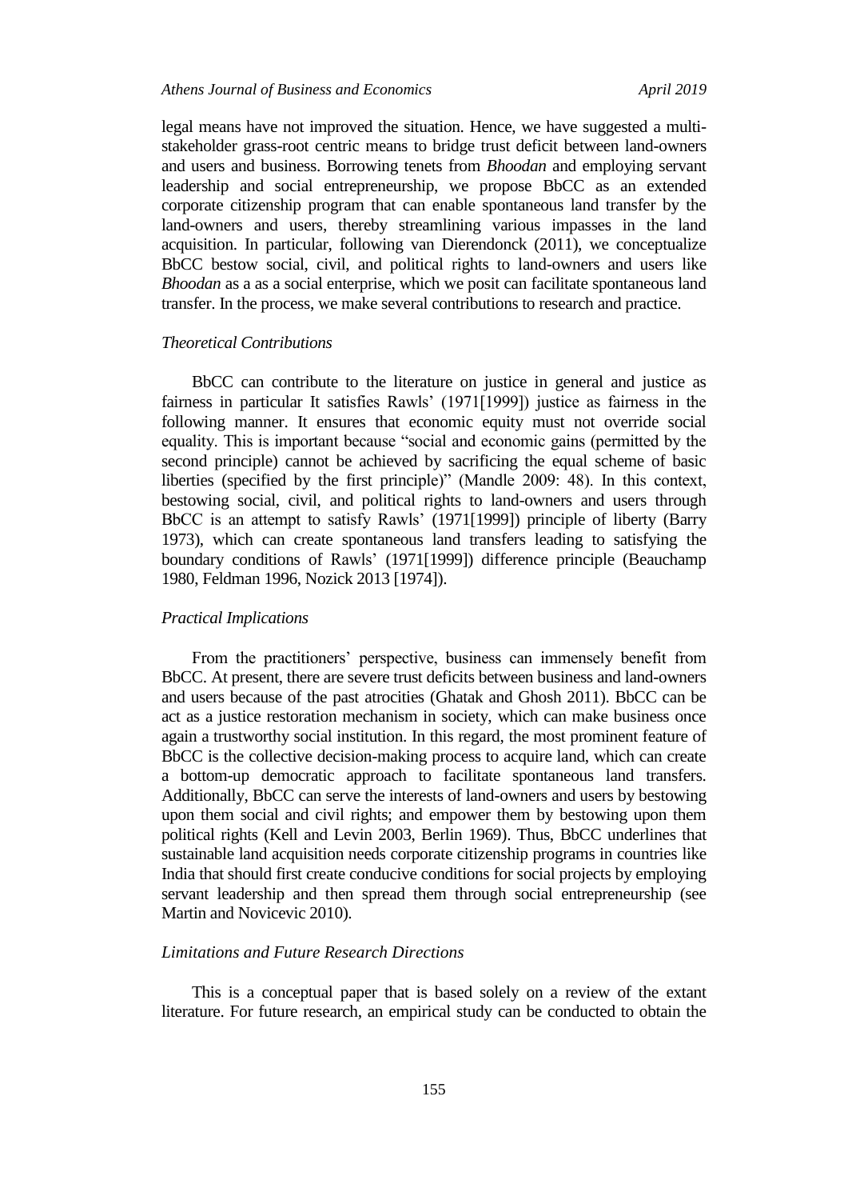legal means have not improved the situation. Hence, we have suggested a multi-stakeholder grass-root centric means to bridge trust deficit between land-owners and users and business. Borrowing tenets from *Bhoodan* and employing servant leadership and social entrepreneurship, we propose BbCC as an extended corporate citizenship program that can enable spontaneous land transfer by the land-owners and users, thereby streamlining various impasses in the land acquisition. In particular, following van Dierendonck (2011), we conceptualize BbCC bestow social, civil, and political rights to land-owners and users like *Bhoodan* as a as a social enterprise, which we posit can facilitate spontaneous land transfer. In the process, we make several contributions to research and practice.

### *Theoretical Contributions*

BbCC can contribute to the literature on justice in general and justice as fairness in particular It satisfies Rawls' (1971[1999]) justice as fairness in the following manner. It ensures that economic equity must not override social equality. This is important because "social and economic gains (permitted by the second principle) cannot be achieved by sacrificing the equal scheme of basic liberties (specified by the first principle)" (Mandle 2009: 48). In this context, bestowing social, civil, and political rights to land-owners and users through BbCC is an attempt to satisfy Rawls' (1971[1999]) principle of liberty (Barry 1973), which can create spontaneous land transfers leading to satisfying the boundary conditions of Rawls' (1971[1999]) difference principle (Beauchamp 1980, Feldman 1996, Nozick 2013 [1974]).

### *Practical Implications*

From the practitioners' perspective, business can immensely benefit from BbCC. At present, there are severe trust deficits between business and land-owners and users because of the past atrocities (Ghatak and Ghosh 2011). BbCC can be act as a justice restoration mechanism in society, which can make business once again a trustworthy social institution. In this regard, the most prominent feature of BbCC is the collective decision-making process to acquire land, which can create a bottom-up democratic approach to facilitate spontaneous land transfers. Additionally, BbCC can serve the interests of land-owners and users by bestowing upon them social and civil rights; and empower them by bestowing upon them political rights (Kell and Levin 2003, Berlin 1969). Thus, BbCC underlines that sustainable land acquisition needs corporate citizenship programs in countries like India that should first create conducive conditions for social projects by employing servant leadership and then spread them through social entrepreneurship (see Martin and Novicevic 2010).

### *Limitations and Future Research Directions*

This is a conceptual paper that is based solely on a review of the extant literature. For future research, an empirical study can be conducted to obtain the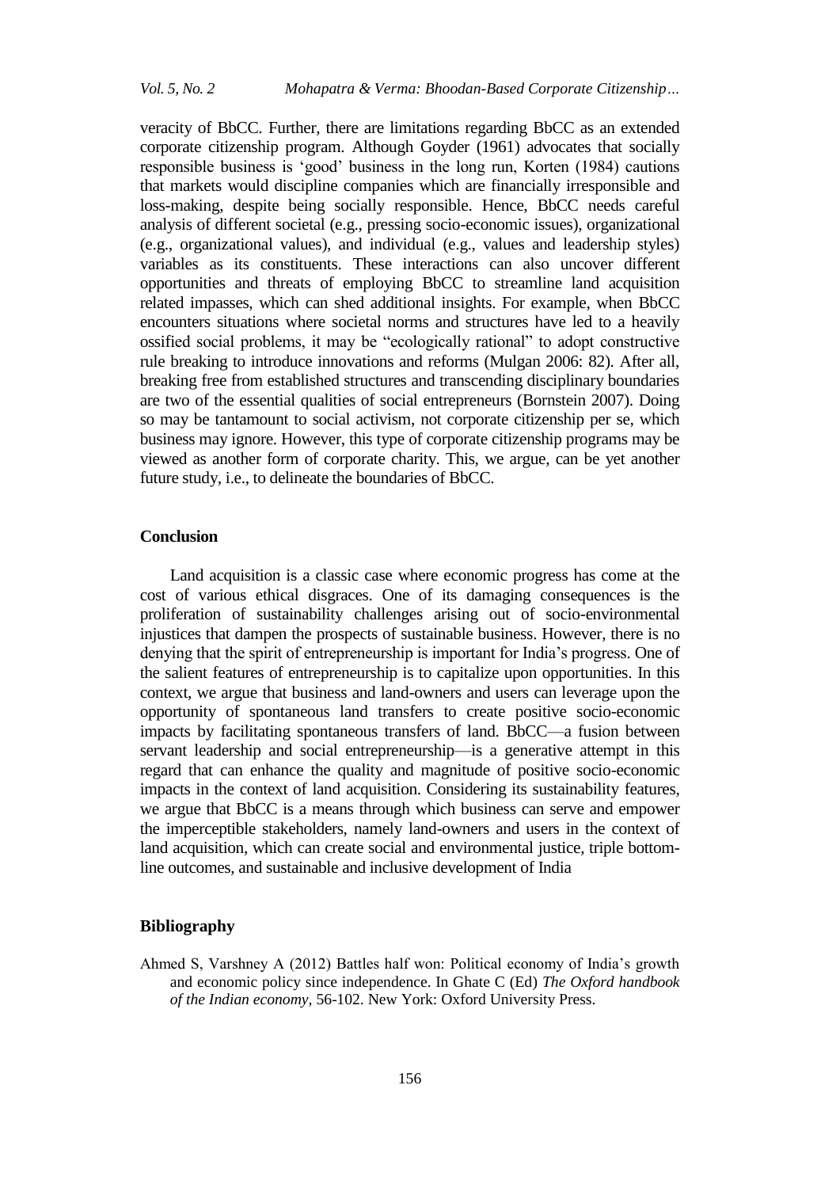veracity of BbCC. Further, there are limitations regarding BbCC as an extended corporate citizenship program. Although Goyder (1961) advocates that socially responsible business is 'good' business in the long run, Korten (1984) cautions that markets would discipline companies which are financially irresponsible and loss-making, despite being socially responsible. Hence, BbCC needs careful analysis of different societal (e.g., pressing socio-economic issues), organizational (e.g., organizational values), and individual (e.g., values and leadership styles) variables as its constituents. These interactions can also uncover different opportunities and threats of employing BbCC to streamline land acquisition related impasses, which can shed additional insights. For example, when BbCC encounters situations where societal norms and structures have led to a heavily ossified social problems, it may be "ecologically rational" to adopt constructive rule breaking to introduce innovations and reforms (Mulgan 2006: 82). After all, breaking free from established structures and transcending disciplinary boundaries are two of the essential qualities of social entrepreneurs (Bornstein 2007). Doing so may be tantamount to social activism, not corporate citizenship per se, which business may ignore. However, this type of corporate citizenship programs may be viewed as another form of corporate charity. This, we argue, can be yet another future study, i.e., to delineate the boundaries of BbCC.

## Conclusion

Land acquisition is a classic case where economic progress has come at the cost of various ethical disgraces. One of its damaging consequences is the proliferation of sustainability challenges arising out of socio-environmental injustices that dampen the prospects of sustainable business. However, there is no denying that the spirit of entrepreneurship is important for India's progress. One of the salient features of entrepreneurship is to capitalize upon opportunities. In this context, we argue that business and land-owners and users can leverage upon the opportunity of spontaneous land transfers to create positive socio-economic impacts by facilitating spontaneous transfers of land. BbCC—a fusion between servant leadership and social entrepreneurship—is a generative attempt in this regard that can enhance the quality and magnitude of positive socio-economic impacts in the context of land acquisition. Considering its sustainability features, we argue that BbCC is a means through which business can serve and empower the imperceptible stakeholders, namely land-owners and users in the context of land acquisition, which can create social and environmental justice, triple bottom-line outcomes, and sustainable and inclusive development of India

## Bibliography

Ahmed S, Varshney A (2012) Battles half won: Political economy of India's growth and economic policy since independence. In Ghate C (Ed) *The Oxford handbook of the Indian economy*, 56-102. New York: Oxford University Press.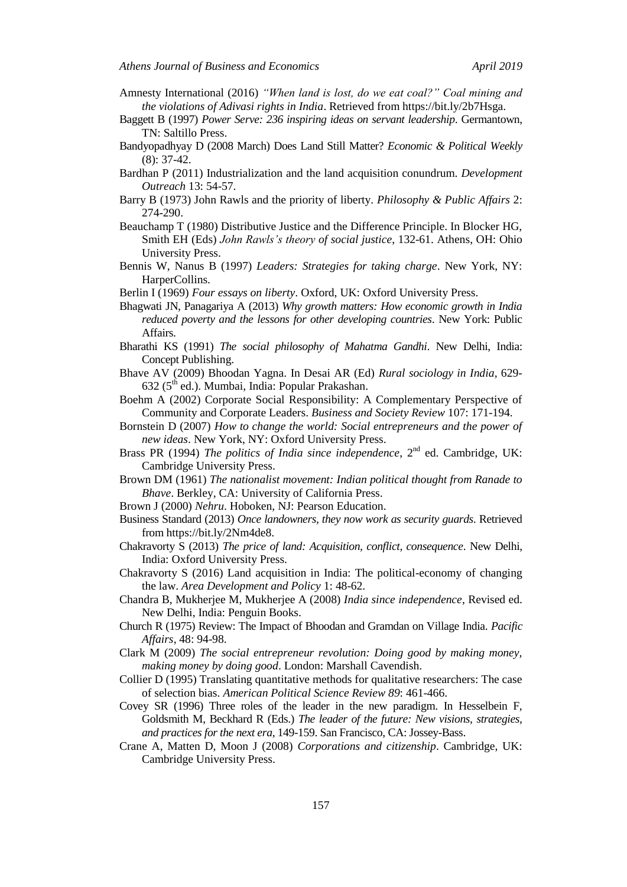Amnesty International (2016) *"When land is lost, do we eat coal?" Coal mining and the violations of Adivasi rights in India*. Retrieved from https://bit.ly/2b7Hsga.

Baggett B (1997) *Power Serve: 236 inspiring ideas on servant leadership*. Germantown, TN: Saltillo Press.

Bandyopadhyay D (2008 March) Does Land Still Matter? *Economic & Political Weekly* (8): 37-42.

Bardhan P (2011) Industrialization and the land acquisition conundrum. *Development Outreach* 13: 54-57.

Barry B (1973) John Rawls and the priority of liberty. *Philosophy & Public Affairs* 2: 274-290.

Beauchamp T (1980) Distributive Justice and the Difference Principle. In Blocker HG, Smith EH (Eds) *John Rawls's theory of social justice*, 132-61. Athens, OH: Ohio University Press.

Bennis W, Nanus B (1997) *Leaders: Strategies for taking charge*. New York, NY: HarperCollins.

Berlin I (1969) *Four essays on liberty*. Oxford, UK: Oxford University Press.

Bhagwati JN, Panagariya A (2013) *Why growth matters: How economic growth in India reduced poverty and the lessons for other developing countries*. New York: Public Affairs.

Bharathi KS (1991) *The social philosophy of Mahatma Gandhi*. New Delhi, India: Concept Publishing.

Bhave AV (2009) Bhoodan Yagna. In Desai AR (Ed) *Rural sociology in India*, 629-632 (5th ed.). Mumbai, India: Popular Prakashan.

Boehm A (2002) Corporate Social Responsibility: A Complementary Perspective of Community and Corporate Leaders. *Business and Society Review* 107: 171-194.

Bornstein D (2007) *How to change the world: Social entrepreneurs and the power of new ideas*. New York, NY: Oxford University Press.

Brass PR (1994) *The politics of India since independence*, 2nd ed. Cambridge, UK: Cambridge University Press.

Brown DM (1961) *The nationalist movement: Indian political thought from Ranade to Bhave*. Berkley, CA: University of California Press.

Brown J (2000) *Nehru*. Hoboken, NJ: Pearson Education.

Business Standard (2013) *Once landowners, they now work as security guards*. Retrieved from https://bit.ly/2Nm4de8.

Chakravorty S (2013) *The price of land: Acquisition, conflict, consequence*. New Delhi, India: Oxford University Press.

Chakravorty S (2016) Land acquisition in India: The political-economy of changing the law. *Area Development and Policy* 1: 48-62.

Chandra B, Mukherjee M, Mukherjee A (2008) *India since independence*, Revised ed. New Delhi, India: Penguin Books.

Church R (1975) Review: The Impact of Bhoodan and Gramdan on Village India. *Pacific Affairs*, 48: 94-98.

Clark M (2009) *The social entrepreneur revolution: Doing good by making money, making money by doing good*. London: Marshall Cavendish.

Collier D (1995) Translating quantitative methods for qualitative researchers: The case of selection bias. *American Political Science Review 89*: 461-466.

Covey SR (1996) Three roles of the leader in the new paradigm. In Hesselbein F, Goldsmith M, Beckhard R (Eds.) *The leader of the future: New visions, strategies, and practices for the next era*, 149-159. San Francisco, CA: Jossey-Bass.

Crane A, Matten D, Moon J (2008) *Corporations and citizenship*. Cambridge, UK: Cambridge University Press.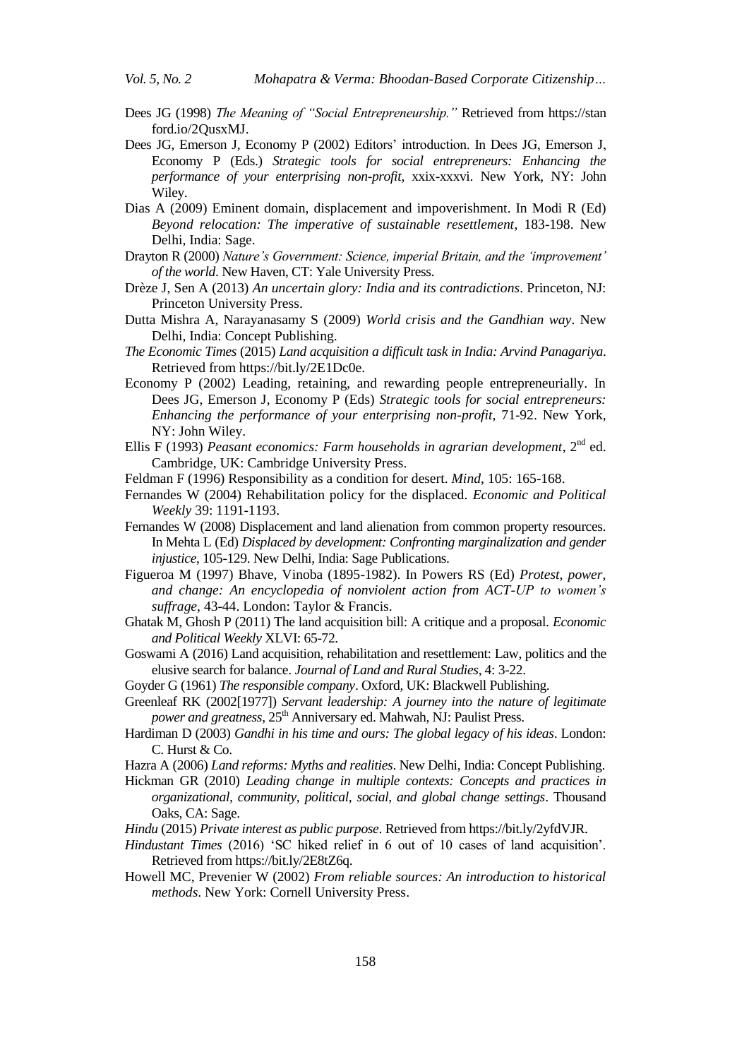Dees JG (1998) *The Meaning of "Social Entrepreneurship."* Retrieved from https://stanford.io/2QusxMJ.

Dees JG, Emerson J, Economy P (2002) Editors' introduction. In Dees JG, Emerson J, Economy P (Eds.) *Strategic tools for social entrepreneurs: Enhancing the performance of your enterprising non-profit*, xxix-xxxvi. New York, NY: John Wiley.

Dias A (2009) Eminent domain, displacement and impoverishment. In Modi R (Ed) *Beyond relocation: The imperative of sustainable resettlement*, 183-198. New Delhi, India: Sage.

Drayton R (2000) *Nature's Government: Science, imperial Britain, and the 'improvement' of the world*. New Haven, CT: Yale University Press.

Drèze J, Sen A (2013) *An uncertain glory: India and its contradictions*. Princeton, NJ: Princeton University Press.

Dutta Mishra A, Narayanasamy S (2009) *World crisis and the Gandhian way*. New Delhi, India: Concept Publishing.

*The Economic Times* (2015) *Land acquisition a difficult task in India: Arvind Panagariya*. Retrieved from https://bit.ly/2E1Dc0e.

Economy P (2002) Leading, retaining, and rewarding people entrepreneurially. In Dees JG, Emerson J, Economy P (Eds) *Strategic tools for social entrepreneurs: Enhancing the performance of your enterprising non-profit*, 71-92. New York, NY: John Wiley.

Ellis F (1993) *Peasant economics: Farm households in agrarian development*, 2nd ed. Cambridge, UK: Cambridge University Press.

Feldman F (1996) Responsibility as a condition for desert. *Mind*, 105: 165-168.

Fernandes W (2004) Rehabilitation policy for the displaced. *Economic and Political Weekly* 39: 1191-1193.

Fernandes W (2008) Displacement and land alienation from common property resources. In Mehta L (Ed) *Displaced by development: Confronting marginalization and gender injustice*, 105-129. New Delhi, India: Sage Publications.

Figueroa M (1997) Bhave, Vinoba (1895-1982). In Powers RS (Ed) *Protest, power, and change: An encyclopedia of nonviolent action from ACT-UP to women's suffrage*, 43-44. London: Taylor & Francis.

Ghatak M, Ghosh P (2011) The land acquisition bill: A critique and a proposal. *Economic and Political Weekly* XLVI: 65-72.

Goswami A (2016) Land acquisition, rehabilitation and resettlement: Law, politics and the elusive search for balance. *Journal of Land and Rural Studies*, 4: 3-22.

Goyder G (1961) *The responsible company*. Oxford, UK: Blackwell Publishing.

Greenleaf RK (2002[1977]) *Servant leadership: A journey into the nature of legitimate power and greatness*, 25th Anniversary ed. Mahwah, NJ: Paulist Press.

Hardiman D (2003) *Gandhi in his time and ours: The global legacy of his ideas*. London: C. Hurst & Co.

Hazra A (2006) *Land reforms: Myths and realities*. New Delhi, India: Concept Publishing.

Hickman GR (2010) *Leading change in multiple contexts: Concepts and practices in organizational, community, political, social, and global change settings*. Thousand Oaks, CA: Sage.

*Hindu* (2015) *Private interest as public purpose*. Retrieved from https://bit.ly/2yfdVJR.

*Hindustant Times* (2016) 'SC hiked relief in 6 out of 10 cases of land acquisition'. Retrieved from https://bit.ly/2E8tZ6q.

Howell MC, Prevenier W (2002) *From reliable sources: An introduction to historical methods*. New York: Cornell University Press.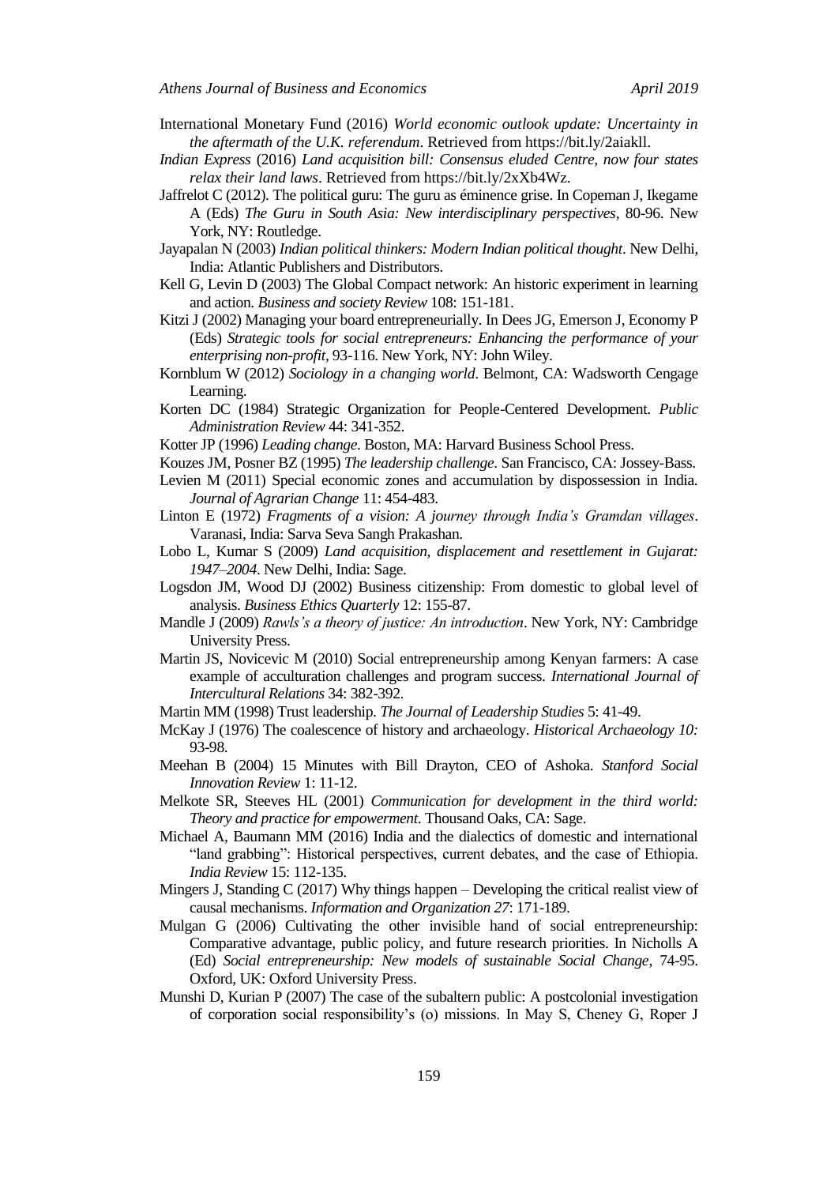International Monetary Fund (2016) *World economic outlook update: Uncertainty in the aftermath of the U.K. referendum*. Retrieved from https://bit.ly/2aiakll.

*Indian Express* (2016) *Land acquisition bill: Consensus eluded Centre, now four states relax their land laws*. Retrieved from https://bit.ly/2xXb4Wz.

Jaffrelot C (2012). The political guru: The guru as éminence grise. In Copeman J, Ikegame A (Eds) *The Guru in South Asia: New interdisciplinary perspectives*, 80-96. New York, NY: Routledge.

Jayapalan N (2003) *Indian political thinkers: Modern Indian political thought*. New Delhi, India: Atlantic Publishers and Distributors.

Kell G, Levin D (2003) The Global Compact network: An historic experiment in learning and action. *Business and society Review* 108: 151-181.

Kitzi J (2002) Managing your board entrepreneurially. In Dees JG, Emerson J, Economy P (Eds) *Strategic tools for social entrepreneurs: Enhancing the performance of your enterprising non-profit*, 93-116. New York, NY: John Wiley.

Kornblum W (2012) *Sociology in a changing world*. Belmont, CA: Wadsworth Cengage Learning.

Korten DC (1984) Strategic Organization for People-Centered Development. *Public Administration Review* 44: 341-352.

Kotter JP (1996) *Leading change*. Boston, MA: Harvard Business School Press.

Kouzes JM, Posner BZ (1995) *The leadership challenge*. San Francisco, CA: Jossey-Bass.

Levien M (2011) Special economic zones and accumulation by dispossession in India. *Journal of Agrarian Change* 11: 454-483.

Linton E (1972) *Fragments of a vision: A journey through India's Gramdan villages*. Varanasi, India: Sarva Seva Sangh Prakashan.

Lobo L, Kumar S (2009) *Land acquisition, displacement and resettlement in Gujarat: 1947–2004*. New Delhi, India: Sage.

Logsdon JM, Wood DJ (2002) Business citizenship: From domestic to global level of analysis. *Business Ethics Quarterly* 12: 155-87.

Mandle J (2009) *Rawls's a theory of justice: An introduction*. New York, NY: Cambridge University Press.

Martin JS, Novicevic M (2010) Social entrepreneurship among Kenyan farmers: A case example of acculturation challenges and program success. *International Journal of Intercultural Relations* 34: 382-392.

Martin MM (1998) Trust leadership. *The Journal of Leadership Studies* 5: 41-49.

McKay J (1976) The coalescence of history and archaeology. *Historical Archaeology 10:* 93-98.

Meehan B (2004) 15 Minutes with Bill Drayton, CEO of Ashoka. *Stanford Social Innovation Review* 1: 11-12.

Melkote SR, Steeves HL (2001) *Communication for development in the third world: Theory and practice for empowerment*. Thousand Oaks, CA: Sage.

Michael A, Baumann MM (2016) India and the dialectics of domestic and international "land grabbing": Historical perspectives, current debates, and the case of Ethiopia. *India Review* 15: 112-135.

Mingers J, Standing C (2017) Why things happen – Developing the critical realist view of causal mechanisms. *Information and Organization 27*: 171-189.

Mulgan G (2006) Cultivating the other invisible hand of social entrepreneurship: Comparative advantage, public policy, and future research priorities. In Nicholls A (Ed) *Social entrepreneurship: New models of sustainable Social Change*, 74-95. Oxford, UK: Oxford University Press.

Munshi D, Kurian P (2007) The case of the subaltern public: A postcolonial investigation of corporation social responsibility's (o) missions. In May S, Cheney G, Roper J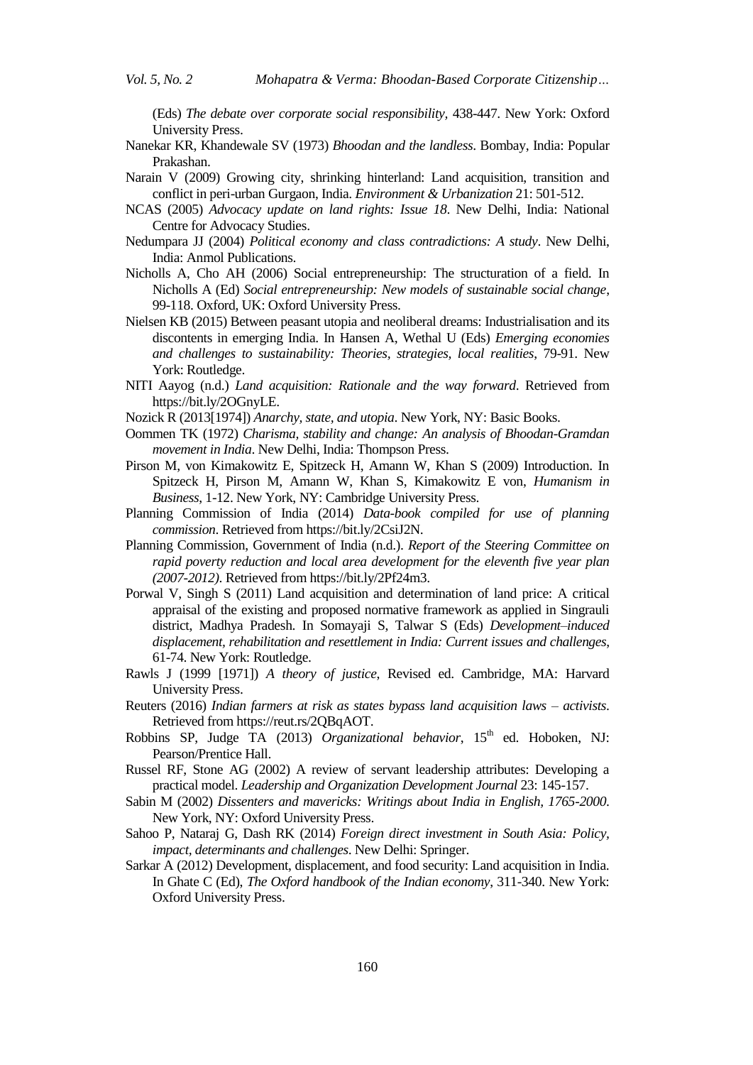(Eds) *The debate over corporate social responsibility*, 438-447. New York: Oxford University Press.

Nanekar KR, Khandewale SV (1973) *Bhoodan and the landless*. Bombay, India: Popular Prakashan.

Narain V (2009) Growing city, shrinking hinterland: Land acquisition, transition and conflict in peri-urban Gurgaon, India. *Environment & Urbanization* 21: 501-512.

NCAS (2005) *Advocacy update on land rights: Issue 18*. New Delhi, India: National Centre for Advocacy Studies.

Nedumpara JJ (2004) *Political economy and class contradictions: A study*. New Delhi, India: Anmol Publications.

Nicholls A, Cho AH (2006) Social entrepreneurship: The structuration of a field. In Nicholls A (Ed) *Social entrepreneurship: New models of sustainable social change*, 99-118. Oxford, UK: Oxford University Press.

Nielsen KB (2015) Between peasant utopia and neoliberal dreams: Industrialisation and its discontents in emerging India. In Hansen A, Wethal U (Eds) *Emerging economies and challenges to sustainability: Theories, strategies, local realities*, 79-91. New York: Routledge.

NITI Aayog (n.d.) *Land acquisition: Rationale and the way forward*. Retrieved from https://bit.ly/2OGnyLE.

Nozick R (2013[1974]) *Anarchy, state, and utopia*. New York, NY: Basic Books.

Oommen TK (1972) *Charisma, stability and change: An analysis of Bhoodan-Gramdan movement in India*. New Delhi, India: Thompson Press.

Pirson M, von Kimakowitz E, Spitzeck H, Amann W, Khan S (2009) Introduction. In Spitzeck H, Pirson M, Amann W, Khan S, Kimakowitz E von, *Humanism in Business*, 1-12. New York, NY: Cambridge University Press.

Planning Commission of India (2014) *Data-book compiled for use of planning commission*. Retrieved from https://bit.ly/2CsiJ2N.

Planning Commission, Government of India (n.d.). *Report of the Steering Committee on rapid poverty reduction and local area development for the eleventh five year plan (2007-2012)*. Retrieved from https://bit.ly/2Pf24m3.

Porwal V, Singh S (2011) Land acquisition and determination of land price: A critical appraisal of the existing and proposed normative framework as applied in Singrauli district, Madhya Pradesh. In Somayaji S, Talwar S (Eds) *Development–induced displacement, rehabilitation and resettlement in India: Current issues and challenges*, 61-74. New York: Routledge.

Rawls J (1999 [1971]) *A theory of justice*, Revised ed. Cambridge, MA: Harvard University Press.

Reuters (2016) *Indian farmers at risk as states bypass land acquisition laws – activists*. Retrieved from https://reut.rs/2QBqAOT.

Robbins SP, Judge TA (2013) *Organizational behavior*, 15th ed. Hoboken, NJ: Pearson/Prentice Hall.

Russel RF, Stone AG (2002) A review of servant leadership attributes: Developing a practical model. *Leadership and Organization Development Journal* 23: 145-157.

Sabin M (2002) *Dissenters and mavericks: Writings about India in English, 1765-2000*. New York, NY: Oxford University Press.

Sahoo P, Nataraj G, Dash RK (2014) *Foreign direct investment in South Asia: Policy, impact, determinants and challenges*. New Delhi: Springer.

Sarkar A (2012) Development, displacement, and food security: Land acquisition in India. In Ghate C (Ed), *The Oxford handbook of the Indian economy*, 311-340. New York: Oxford University Press.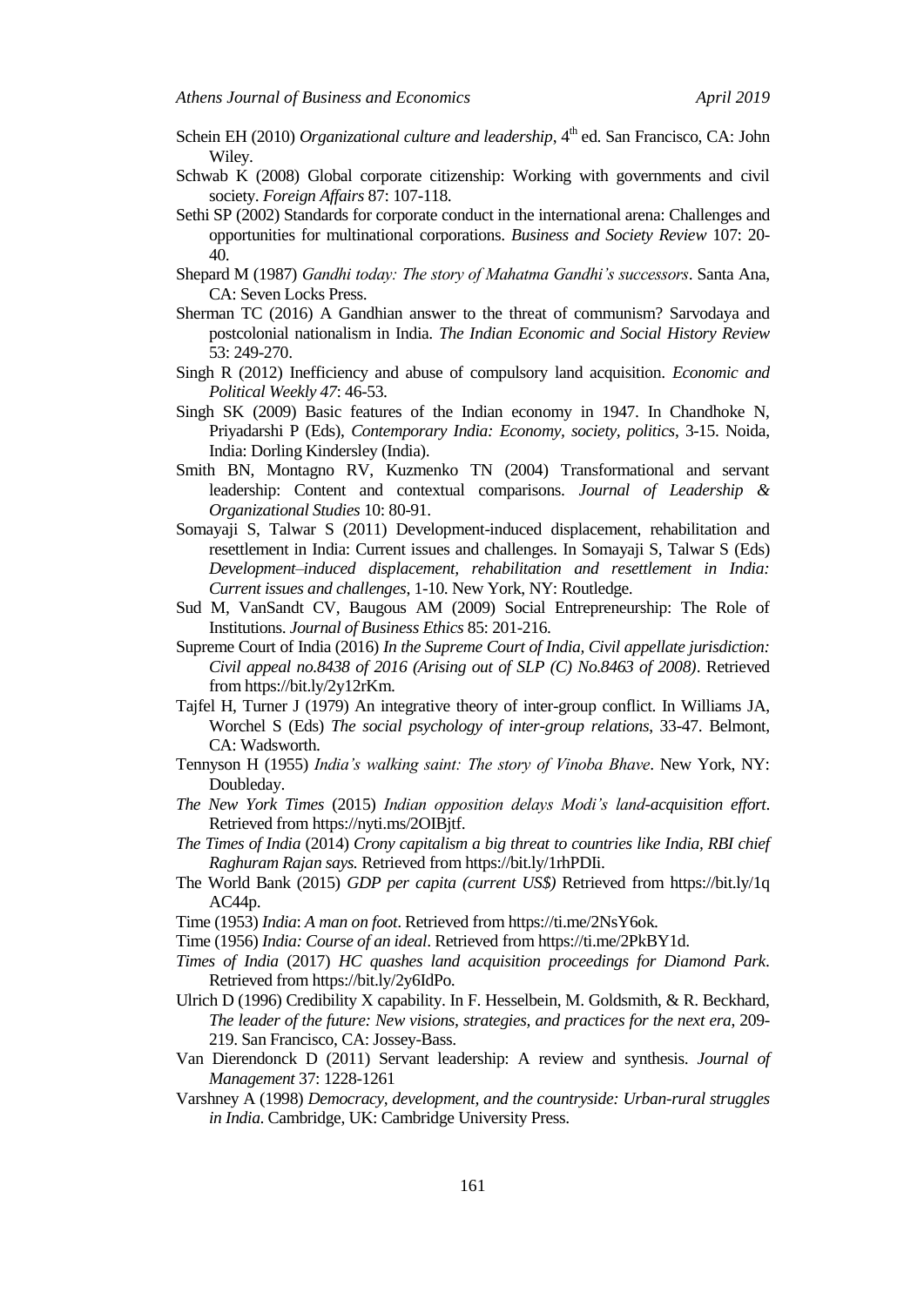Schein EH (2010) *Organizational culture and leadership*, 4th ed. San Francisco, CA: John Wiley.

Schwab K (2008) Global corporate citizenship: Working with governments and civil society. *Foreign Affairs* 87: 107-118.

Sethi SP (2002) Standards for corporate conduct in the international arena: Challenges and opportunities for multinational corporations. *Business and Society Review* 107: 20-40.

Shepard M (1987) *Gandhi today: The story of Mahatma Gandhi's successors*. Santa Ana, CA: Seven Locks Press.

Sherman TC (2016) A Gandhian answer to the threat of communism? Sarvodaya and postcolonial nationalism in India. *The Indian Economic and Social History Review* 53: 249-270.

Singh R (2012) Inefficiency and abuse of compulsory land acquisition. *Economic and Political Weekly 47*: 46-53.

Singh SK (2009) Basic features of the Indian economy in 1947. In Chandhoke N, Priyadarshi P (Eds), *Contemporary India: Economy, society, politics*, 3-15. Noida, India: Dorling Kindersley (India).

Smith BN, Montagno RV, Kuzmenko TN (2004) Transformational and servant leadership: Content and contextual comparisons. *Journal of Leadership & Organizational Studies* 10: 80-91.

Somayaji S, Talwar S (2011) Development-induced displacement, rehabilitation and resettlement in India: Current issues and challenges. In Somayaji S, Talwar S (Eds) *Development–induced displacement, rehabilitation and resettlement in India: Current issues and challenges*, 1-10. New York, NY: Routledge.

Sud M, VanSandt CV, Baugous AM (2009) Social Entrepreneurship: The Role of Institutions. *Journal of Business Ethics* 85: 201-216.

Supreme Court of India (2016) *In the Supreme Court of India, Civil appellate jurisdiction: Civil appeal no.8438 of 2016 (Arising out of SLP (C) No.8463 of 2008)*. Retrieved from https://bit.ly/2y12rKm.

Tajfel H, Turner J (1979) An integrative theory of inter-group conflict. In Williams JA, Worchel S (Eds) *The social psychology of inter-group relations*, 33-47. Belmont, CA: Wadsworth.

Tennyson H (1955) *India's walking saint: The story of Vinoba Bhave*. New York, NY: Doubleday.

*The New York Times* (2015) *Indian opposition delays Modi's land-acquisition effort*. Retrieved from https://nyti.ms/2OIBjtf.

*The Times of India* (2014) *Crony capitalism a big threat to countries like India, RBI chief Raghuram Rajan says.* Retrieved from https://bit.ly/1rhPDIi.

The World Bank (2015) *GDP per capita (current US$)* Retrieved from https://bit.ly/1qAC44p.

Time (1953) *India*: *A man on foot*. Retrieved from https://ti.me/2NsY6ok.

Time (1956) *India: Course of an ideal*. Retrieved from https://ti.me/2PkBY1d.

*Times of India* (2017) *HC quashes land acquisition proceedings for Diamond Park*. Retrieved from https://bit.ly/2y6IdPo.

Ulrich D (1996) Credibility X capability. In F. Hesselbein, M. Goldsmith, & R. Beckhard, *The leader of the future: New visions, strategies, and practices for the next era*, 209-219. San Francisco, CA: Jossey-Bass.

Van Dierendonck D (2011) Servant leadership: A review and synthesis. *Journal of Management* 37: 1228-1261

Varshney A (1998) *Democracy, development, and the countryside: Urban-rural struggles in India*. Cambridge, UK: Cambridge University Press.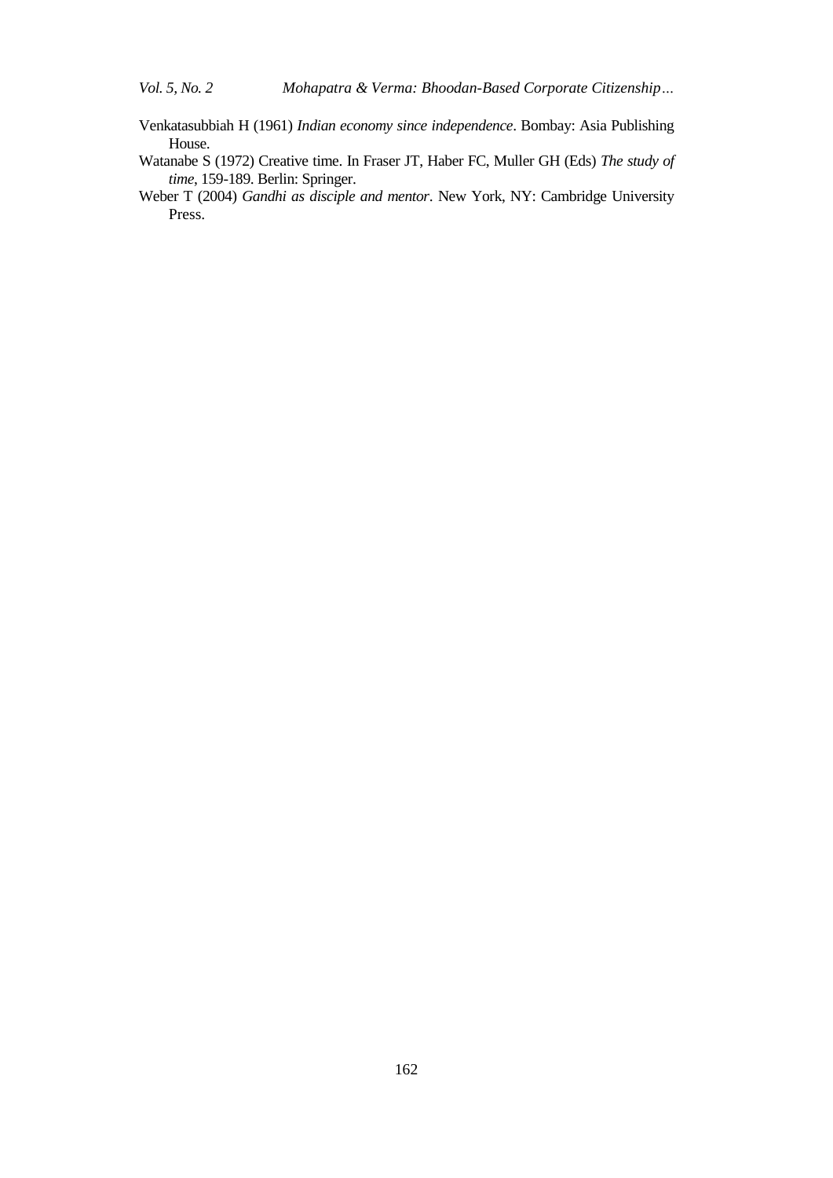Venkatasubbiah H (1961) *Indian economy since independence*. Bombay: Asia Publishing House.

Watanabe S (1972) Creative time. In Fraser JT, Haber FC, Muller GH (Eds) *The study of time*, 159-189. Berlin: Springer.

Weber T (2004) *Gandhi as disciple and mentor*. New York, NY: Cambridge University Press.